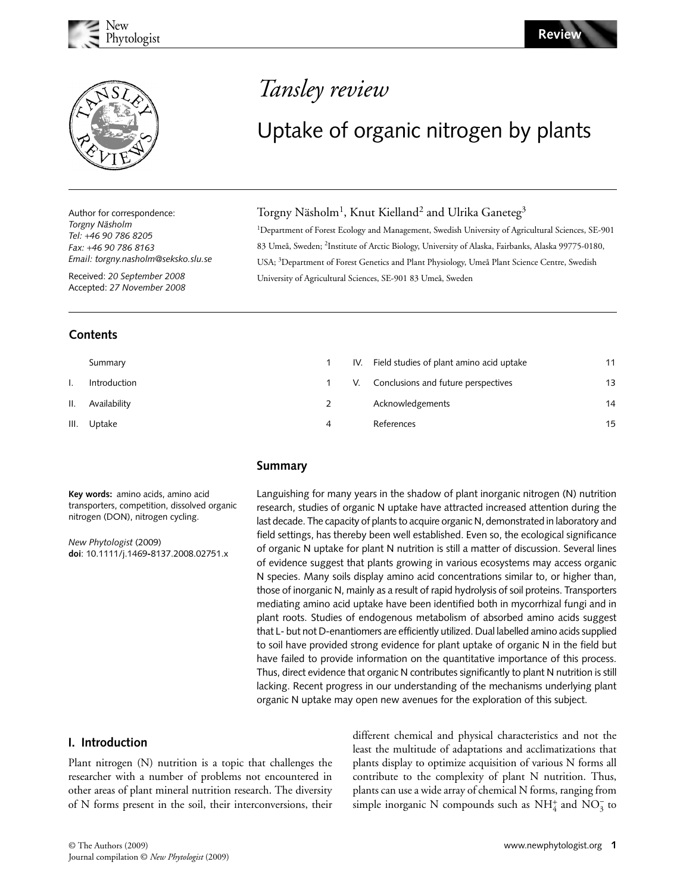Tansley review

# Uptake of organic nitrogen by plants

Author for correspondence:
*Torgny Näsholm*
*Tel: +46 90 786 8205*
*Fax: +46 90 786 8163*
*Email: torgny.nasholm@seksko.slu.se*

Received: *20 September 2008*
Accepted: *27 November 2008*

Torgny Näsholm[1], Knut Kielland[2] and Ulrika Ganeteg[3]

[1]Department of Forest Ecology and Management, Swedish University of Agricultural Sciences, SE-901 83 Umeå, Sweden; [2]Institute of Arctic Biology, University of Alaska, Fairbanks, Alaska 99775-0180, USA; [3]Department of Forest Genetics and Plant Physiology, Umeå Plant Science Centre, Swedish University of Agricultural Sciences, SE-901 83 Umeå, Sweden

## Contents

| | | |
|---|---|---|
| | Summary | 1 |
| I. | Introduction | 1 |
| II. | Availability | 2 |
| III. | Uptake | 4 |
| IV. | Field studies of plant amino acid uptake | 11 |
| V. | Conclusions and future perspectives | 13 |
| | Acknowledgements | 14 |
| | References | 15 |

**Key words:** amino acids, amino acid transporters, competition, dissolved organic nitrogen (DON), nitrogen cycling.

*New Phytologist* (2009)
**doi**: 10.1111/j.1469-8137.2008.02751.x

## Summary

Languishing for many years in the shadow of plant inorganic nitrogen (N) nutrition research, studies of organic N uptake have attracted increased attention during the last decade. The capacity of plants to acquire organic N, demonstrated in laboratory and field settings, has thereby been well established. Even so, the ecological significance of organic N uptake for plant N nutrition is still a matter of discussion. Several lines of evidence suggest that plants growing in various ecosystems may access organic N species. Many soils display amino acid concentrations similar to, or higher than, those of inorganic N, mainly as a result of rapid hydrolysis of soil proteins. Transporters mediating amino acid uptake have been identified both in mycorrhizal fungi and in plant roots. Studies of endogenous metabolism of absorbed amino acids suggest that L- but not D-enantiomers are efficiently utilized. Dual labelled amino acids supplied to soil have provided strong evidence for plant uptake of organic N in the field but have failed to provide information on the quantitative importance of this process. Thus, direct evidence that organic N contributes significantly to plant N nutrition is still lacking. Recent progress in our understanding of the mechanisms underlying plant organic N uptake may open new avenues for the exploration of this subject.

## I. Introduction

Plant nitrogen (N) nutrition is a topic that challenges the researcher with a number of problems not encountered in other areas of plant mineral nutrition research. The diversity of N forms present in the soil, their interconversions, their different chemical and physical characteristics and not the least the multitude of adaptations and acclimatizations that plants display to optimize acquisition of various N forms all contribute to the complexity of plant N nutrition. Thus, plants can use a wide array of chemical N forms, ranging from simple inorganic N compounds such as $NH_4^+$ and $NO_3^-$ to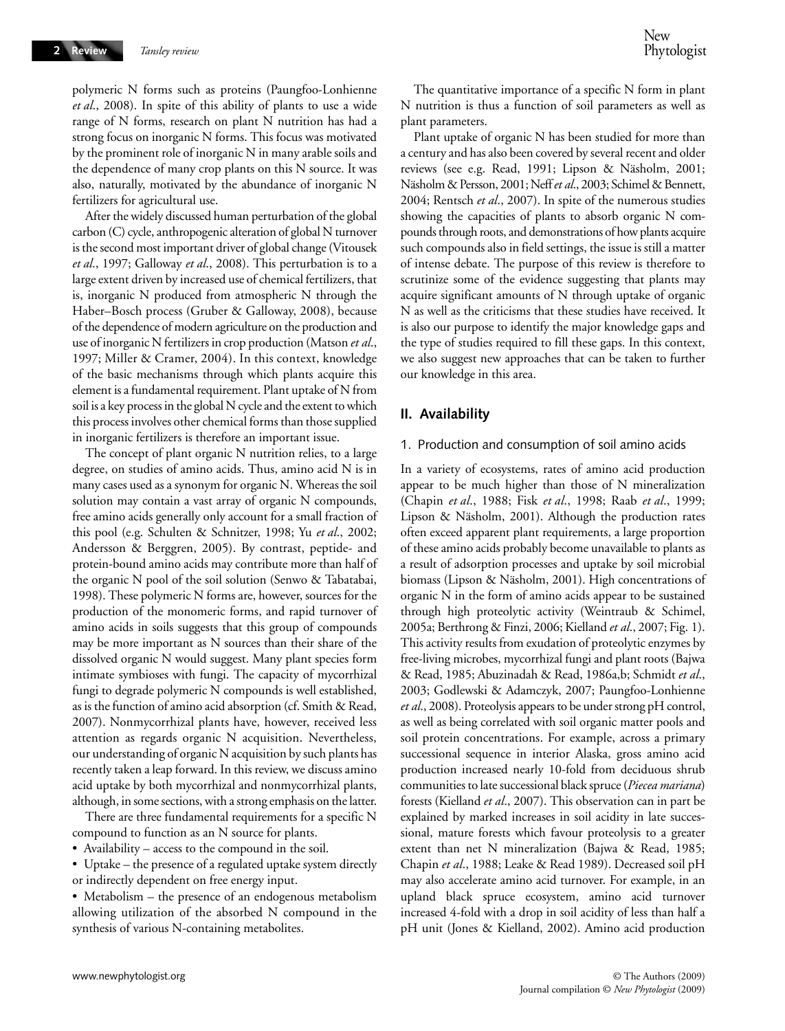polymeric N forms such as proteins (Paungfoo-Lonhienne *et al.*, 2008). In spite of this ability of plants to use a wide range of N forms, research on plant N nutrition has had a strong focus on inorganic N forms. This focus was motivated by the prominent role of inorganic N in many arable soils and the dependence of many crop plants on this N source. It was also, naturally, motivated by the abundance of inorganic N fertilizers for agricultural use.

After the widely discussed human perturbation of the global carbon (C) cycle, anthropogenic alteration of global N turnover is the second most important driver of global change (Vitousek *et al.*, 1997; Galloway *et al.*, 2008). This perturbation is to a large extent driven by increased use of chemical fertilizers, that is, inorganic N produced from atmospheric N through the Haber–Bosch process (Gruber & Galloway, 2008), because of the dependence of modern agriculture on the production and use of inorganic N fertilizers in crop production (Matson *et al.*, 1997; Miller & Cramer, 2004). In this context, knowledge of the basic mechanisms through which plants acquire this element is a fundamental requirement. Plant uptake of N from soil is a key process in the global N cycle and the extent to which this process involves other chemical forms than those supplied in inorganic fertilizers is therefore an important issue.

The concept of plant organic N nutrition relies, to a large degree, on studies of amino acids. Thus, amino acid N is in many cases used as a synonym for organic N. Whereas the soil solution may contain a vast array of organic N compounds, free amino acids generally only account for a small fraction of this pool (e.g. Schulten & Schnitzer, 1998; Yu *et al.*, 2002; Andersson & Berggren, 2005). By contrast, peptide- and protein-bound amino acids may contribute more than half of the organic N pool of the soil solution (Senwo & Tabatabai, 1998). These polymeric N forms are, however, sources for the production of the monomeric forms, and rapid turnover of amino acids in soils suggests that this group of compounds may be more important as N sources than their share of the dissolved organic N would suggest. Many plant species form intimate symbioses with fungi. The capacity of mycorrhizal fungi to degrade polymeric N compounds is well established, as is the function of amino acid absorption (cf. Smith & Read, 2007). Nonmycorrhizal plants have, however, received less attention as regards organic N acquisition. Nevertheless, our understanding of organic N acquisition by such plants has recently taken a leap forward. In this review, we discuss amino acid uptake by both mycorrhizal and nonmycorrhizal plants, although, in some sections, with a strong emphasis on the latter.

There are three fundamental requirements for a specific N compound to function as an N source for plants.

- Availability – access to the compound in the soil.
- Uptake – the presence of a regulated uptake system directly or indirectly dependent on free energy input.
- Metabolism – the presence of an endogenous metabolism allowing utilization of the absorbed N compound in the synthesis of various N-containing metabolites.

The quantitative importance of a specific N form in plant N nutrition is thus a function of soil parameters as well as plant parameters.

Plant uptake of organic N has been studied for more than a century and has also been covered by several recent and older reviews (see e.g. Read, 1991; Lipson & Näsholm, 2001; Näsholm & Persson, 2001; Neff *et al.*, 2003; Schimel & Bennett, 2004; Rentsch *et al.*, 2007). In spite of the numerous studies showing the capacities of plants to absorb organic N compounds through roots, and demonstrations of how plants acquire such compounds also in field settings, the issue is still a matter of intense debate. The purpose of this review is therefore to scrutinize some of the evidence suggesting that plants may acquire significant amounts of N through uptake of organic N as well as the criticisms that these studies have received. It is also our purpose to identify the major knowledge gaps and the type of studies required to fill these gaps. In this context, we also suggest new approaches that can be taken to further our knowledge in this area.

## II. Availability

### 1. Production and consumption of soil amino acids

In a variety of ecosystems, rates of amino acid production appear to be much higher than those of N mineralization (Chapin *et al.*, 1988; Fisk *et al.*, 1998; Raab *et al.*, 1999; Lipson & Näsholm, 2001). Although the production rates often exceed apparent plant requirements, a large proportion of these amino acids probably become unavailable to plants as a result of adsorption processes and uptake by soil microbial biomass (Lipson & Näsholm, 2001). High concentrations of organic N in the form of amino acids appear to be sustained through high proteolytic activity (Weintraub & Schimel, 2005a; Berthrong & Finzi, 2006; Kielland *et al.*, 2007; Fig. 1). This activity results from exudation of proteolytic enzymes by free-living microbes, mycorrhizal fungi and plant roots (Bajwa & Read, 1985; Abuzinadah & Read, 1986a,b; Schmidt *et al.*, 2003; Godlewski & Adamczyk, 2007; Paungfoo-Lonhienne *et al.*, 2008). Proteolysis appears to be under strong pH control, as well as being correlated with soil organic matter pools and soil protein concentrations. For example, across a primary successional sequence in interior Alaska, gross amino acid production increased nearly 10-fold from deciduous shrub communities to late successional black spruce (*Piecea mariana*) forests (Kielland *et al.*, 2007). This observation can in part be explained by marked increases in soil acidity in late successional, mature forests which favour proteolysis to a greater extent than net N mineralization (Bajwa & Read, 1985; Chapin *et al.*, 1988; Leake & Read 1989). Decreased soil pH may also accelerate amino acid turnover. For example, in an upland black spruce ecosystem, amino acid turnover increased 4-fold with a drop in soil acidity of less than half a pH unit (Jones & Kielland, 2002). Amino acid production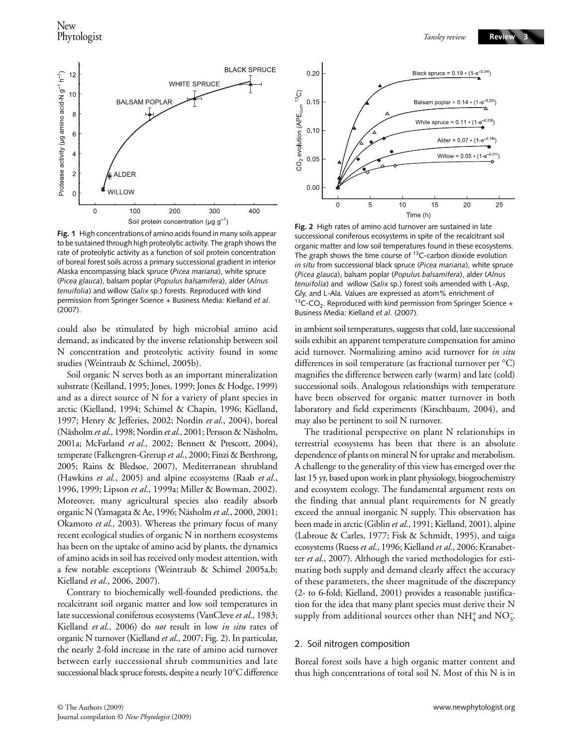Protease activity (μg amino acid-N g$^{-1}$ h$^{-1}$)

Soil protein concentration (μg g$^{-1}$)

BLACK SPRUCE

WHITE SPRUCE

BALSAM POPLAR

ALDER

WILLOW

**Fig. 1** High concentrations of amino acids found in many soils appear to be sustained through high proteolytic activity. The graph shows the rate of proteolytic activity as a function of soil protein concentration of boreal forest soils across a primary successional gradient in interior Alaska encompassing black spruce (*Picea mariana*), white spruce (*Picea glauca*), balsam poplar (*Populus balsamifera*), alder (*Alnus tenuifolia*) and willow (*Salix* sp.) forests. Reproduced with kind permission from Springer Science + Business Media: Kielland *et al*. (2007).

$CO_2$ evolution ($APE_{cum}$ $^{13}C$)

Time (h)

Black spruce = 0.19 * (1-e$^{-0.34t}$)

Balsam poplar = 0.14 * (1-e$^{-0.25t}$)

White spruce = 0.11 * (1-e$^{-0.23t}$)

Alder = 0.07 * (1-e$^{-0.18t}$)

Willow = 0.05 * (1-e$^{-0.21t}$)

**Fig. 2** High rates of amino acid turnover are sustained in late successional coniferous ecosystems in spite of the recalcitrant soil organic matter and low soil temperatures found in these ecosystems. The graph shows the time course of $^{13}C$-carbon dioxide evolution *in situ* from successional black spruce (*Picea mariana*), white spruce (*Picea glauca*), balsam poplar (*Populus balsamifera*), alder (*Alnus tenuifolia*) and willow (*Salix* sp.) forest soils amended with L-Asp, Gly, and L-Ala. Values are expressed as atom% enrichment of $^{13}C$-$CO_2$. Reproduced with kind permission from Springer Science + Business Media: Kielland *et al*. (2007).

could also be stimulated by high microbial amino acid demand, as indicated by the inverse relationship between soil N concentration and proteolytic activity found in some studies (Weintraub & Schimel, 2005b).

Soil organic N serves both as an important mineralization substrate (Keilland, 1995; Jones, 1999; Jones & Hodge, 1999) and as a direct source of N for a variety of plant species in arctic (Kielland, 1994; Schimel & Chapin, 1996; Kielland, 1997; Henry & Jefferies, 2002; Nordin *et al*., 2004), boreal (Näsholm *et al*., 1998; Nordin *et al*., 2001; Persson & Näsholm, 2001a; McFarland *et al*., 2002; Bennett & Prescott, 2004), temperate (Falkengren-Grerup *et al*., 2000; Finzi & Berthrong, 2005; Rains & Bledsoe, 2007), Mediterranean shrubland (Hawkins *et al*., 2005) and alpine ecosystems (Raab *et al*., 1996, 1999; Lipson *et al*., 1999a; Miller & Bowman, 2002). Moreover, many agricultural species also readily absorb organic N (Yamagata & Ae, 1996; Näsholm *et al*., 2000, 2001; Okamoto *et al*., 2003). Whereas the primary focus of many recent ecological studies of organic N in northern ecosystems has been on the uptake of amino acid by plants, the dynamics of amino acids in soil has received only modest attention, with a few notable exceptions (Weintraub & Schimel 2005a,b; Kielland *et al*., 2006, 2007).

Contrary to biochemically well-founded predictions, the recalcitrant soil organic matter and low soil temperatures in late successional coniferous ecosystems (VanCleve *et al*., 1983; Kielland *et al*., 2006) do *not* result in low *in situ* rates of organic N turnover (Kielland *et al*., 2007; Fig. 2). In particular, the nearly 2-fold increase in the rate of amino acid turnover between early successional shrub communities and late successional black spruce forests, despite a nearly 10°C difference in ambient soil temperatures, suggests that cold, late successional soils exhibit an apparent temperature compensation for amino acid turnover. Normalizing amino acid turnover for *in situ* differences in soil temperature (as fractional turnover per °C) magnifies the difference between early (warm) and late (cold) successional soils. Analogous relationships with temperature have been observed for organic matter turnover in both laboratory and field experiments (Kirschbaum, 2004), and may also be pertinent to soil N turnover.

The traditional perspective on plant N relationships in terrestrial ecosystems has been that there is an absolute dependence of plants on mineral N for uptake and metabolism. A challenge to the generality of this view has emerged over the last 15 yr, based upon work in plant physiology, biogeochemistry and ecosystem ecology. The fundamental argument rests on the finding that annual plant requirements for N greatly exceed the annual inorganic N supply. This observation has been made in arctic (Giblin *et al*., 1991; Kielland, 2001), alpine (Labroue & Carles, 1977; Fisk & Schmidt, 1995), and taiga ecosystems (Ruess *et al*., 1996; Kielland *et al*., 2006; Kranabetter *et al*., 2007). Although the varied methodologies for estimating both supply and demand clearly affect the accuracy of these parameters, the sheer magnitude of the discrepancy (2- to 6-fold; Kielland, 2001) provides a reasonable justification for the idea that many plant species must derive their N supply from additional sources other than $NH_4^+$ and $NO_3^-$.

## 2. Soil nitrogen composition

Boreal forest soils have a high organic matter content and thus high concentrations of total soil N. Most of this N is in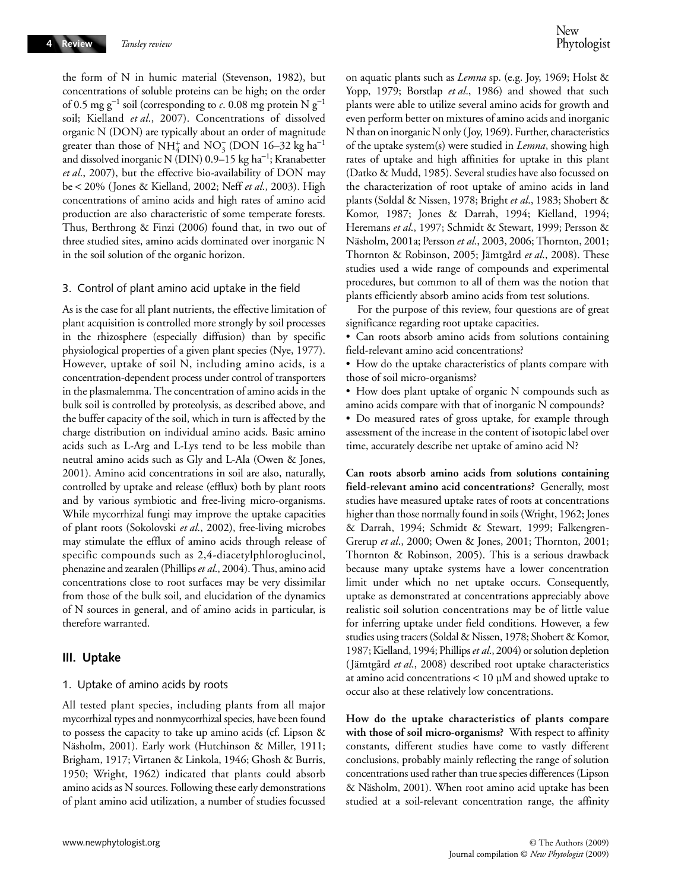the form of N in humic material (Stevenson, 1982), but concentrations of soluble proteins can be high; on the order of 0.5 mg $g^{-1}$ soil (corresponding to *c.* 0.08 mg protein N $g^{-1}$ soil; Kielland *et al.*, 2007). Concentrations of dissolved organic N (DON) are typically about an order of magnitude greater than those of $NH_4^+$ and $NO_3^-$ (DON 16–32 kg $ha^{-1}$ and dissolved inorganic N (DIN) 0.9–15 kg $ha^{-1}$; Kranabetter *et al.*, 2007), but the effective bio-availability of DON may be < 20% (Jones & Kielland, 2002; Neff *et al.*, 2003). High concentrations of amino acids and high rates of amino acid production are also characteristic of some temperate forests. Thus, Berthrong & Finzi (2006) found that, in two out of three studied sites, amino acids dominated over inorganic N in the soil solution of the organic horizon.

### 3. Control of plant amino acid uptake in the field

As is the case for all plant nutrients, the effective limitation of plant acquisition is controlled more strongly by soil processes in the rhizosphere (especially diffusion) than by specific physiological properties of a given plant species (Nye, 1977). However, uptake of soil N, including amino acids, is a concentration-dependent process under control of transporters in the plasmalemma. The concentration of amino acids in the bulk soil is controlled by proteolysis, as described above, and the buffer capacity of the soil, which in turn is affected by the charge distribution on individual amino acids. Basic amino acids such as L-Arg and L-Lys tend to be less mobile than neutral amino acids such as Gly and L-Ala (Owen & Jones, 2001). Amino acid concentrations in soil are also, naturally, controlled by uptake and release (efflux) both by plant roots and by various symbiotic and free-living micro-organisms. While mycorrhizal fungi may improve the uptake capacities of plant roots (Sokolovski *et al.*, 2002), free-living microbes may stimulate the efflux of amino acids through release of specific compounds such as 2,4-diacetylphloroglucinol, phenazine and zearalen (Phillips *et al.*, 2004). Thus, amino acid concentrations close to root surfaces may be very dissimilar from those of the bulk soil, and elucidation of the dynamics of N sources in general, and of amino acids in particular, is therefore warranted.

## III. Uptake

### 1. Uptake of amino acids by roots

All tested plant species, including plants from all major mycorrhizal types and nonmycorrhizal species, have been found to possess the capacity to take up amino acids (cf. Lipson & Näsholm, 2001). Early work (Hutchinson & Miller, 1911; Brigham, 1917; Virtanen & Linkola, 1946; Ghosh & Burris, 1950; Wright, 1962) indicated that plants could absorb amino acids as N sources. Following these early demonstrations of plant amino acid utilization, a number of studies focussed on aquatic plants such as *Lemna* sp. (e.g. Joy, 1969; Holst & Yopp, 1979; Borstlap *et al.*, 1986) and showed that such plants were able to utilize several amino acids for growth and even perform better on mixtures of amino acids and inorganic N than on inorganic N only (Joy, 1969). Further, characteristics of the uptake system(s) were studied in *Lemna*, showing high rates of uptake and high affinities for uptake in this plant (Datko & Mudd, 1985). Several studies have also focussed on the characterization of root uptake of amino acids in land plants (Soldal & Nissen, 1978; Bright *et al.*, 1983; Shobert & Komor, 1987; Jones & Darrah, 1994; Kielland, 1994; Heremans *et al.*, 1997; Schmidt & Stewart, 1999; Persson & Näsholm, 2001a; Persson *et al.*, 2003, 2006; Thornton, 2001; Thornton & Robinson, 2005; Jämtgård *et al.*, 2008). These studies used a wide range of compounds and experimental procedures, but common to all of them was the notion that plants efficiently absorb amino acids from test solutions.

For the purpose of this review, four questions are of great significance regarding root uptake capacities.

- Can roots absorb amino acids from solutions containing field-relevant amino acid concentrations?
- How do the uptake characteristics of plants compare with those of soil micro-organisms?
- How does plant uptake of organic N compounds such as amino acids compare with that of inorganic N compounds?
- Do measured rates of gross uptake, for example through assessment of the increase in the content of isotopic label over time, accurately describe net uptake of amino acid N?

**Can roots absorb amino acids from solutions containing field-relevant amino acid concentrations?** Generally, most studies have measured uptake rates of roots at concentrations higher than those normally found in soils (Wright, 1962; Jones & Darrah, 1994; Schmidt & Stewart, 1999; Falkengren-Grerup *et al.*, 2000; Owen & Jones, 2001; Thornton, 2001; Thornton & Robinson, 2005). This is a serious drawback because many uptake systems have a lower concentration limit under which no net uptake occurs. Consequently, uptake as demonstrated at concentrations appreciably above realistic soil solution concentrations may be of little value for inferring uptake under field conditions. However, a few studies using tracers (Soldal & Nissen, 1978; Shobert & Komor, 1987; Kielland, 1994; Phillips *et al.*, 2004) or solution depletion (Jämtgård *et al.*, 2008) described root uptake characteristics at amino acid concentrations < 10 μM and showed uptake to occur also at these relatively low concentrations.

**How do the uptake characteristics of plants compare with those of soil micro-organisms?** With respect to affinity constants, different studies have come to vastly different conclusions, probably mainly reflecting the range of solution concentrations used rather than true species differences (Lipson & Näsholm, 2001). When root amino acid uptake has been studied at a soil-relevant concentration range, the affinity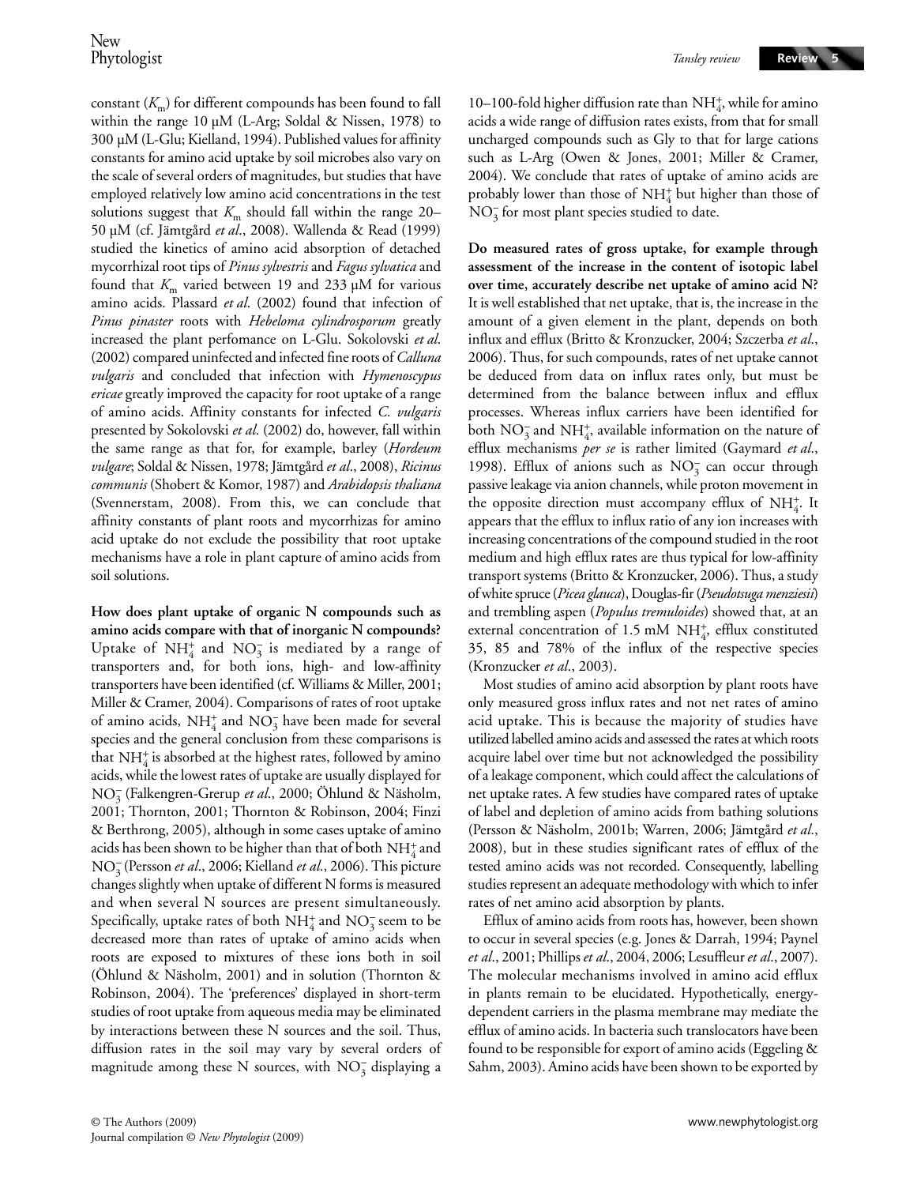constant ($K_m$) for different compounds has been found to fall within the range 10 µM (L-Arg; Soldal & Nissen, 1978) to 300 µM (L-Glu; Kielland, 1994). Published values for affinity constants for amino acid uptake by soil microbes also vary on the scale of several orders of magnitudes, but studies that have employed relatively low amino acid concentrations in the test solutions suggest that $K_m$ should fall within the range 20–50 µM (cf. Jämtgård *et al.*, 2008). Wallenda & Read (1999) studied the kinetics of amino acid absorption of detached mycorrhizal root tips of *Pinus sylvestris* and *Fagus sylvatica* and found that $K_m$ varied between 19 and 233 µM for various amino acids. Plassard *et al.* (2002) found that infection of *Pinus pinaster* roots with *Hebeloma cylindrosporum* greatly increased the plant perfomance on L-Glu. Sokolovski *et al.* (2002) compared uninfected and infected fine roots of *Calluna vulgaris* and concluded that infection with *Hymenoscypus ericae* greatly improved the capacity for root uptake of a range of amino acids. Affinity constants for infected *C. vulgaris* presented by Sokolovski *et al.* (2002) do, however, fall within the same range as that for, for example, barley (*Hordeum vulgare*; Soldal & Nissen, 1978; Jämtgård *et al.*, 2008), *Ricinus communis* (Shobert & Komor, 1987) and *Arabidopsis thaliana* (Svennerstam, 2008). From this, we can conclude that affinity constants of plant roots and mycorrhizas for amino acid uptake do not exclude the possibility that root uptake mechanisms have a role in plant capture of amino acids from soil solutions.

**How does plant uptake of organic N compounds such as amino acids compare with that of inorganic N compounds?** Uptake of $NH_4^+$ and $NO_3^-$ is mediated by a range of transporters and, for both ions, high- and low-affinity transporters have been identified (cf. Williams & Miller, 2001; Miller & Cramer, 2004). Comparisons of rates of root uptake of amino acids, $NH_4^+$ and $NO_3^-$ have been made for several species and the general conclusion from these comparisons is that $NH_4^+$ is absorbed at the highest rates, followed by amino acids, while the lowest rates of uptake are usually displayed for $NO_3^-$ (Falkengren-Grerup *et al.*, 2000; Öhlund & Näsholm, 2001; Thornton, 2001; Thornton & Robinson, 2004; Finzi & Berthrong, 2005), although in some cases uptake of amino acids has been shown to be higher than that of both $NH_4^+$ and $NO_3^-$ (Persson *et al.*, 2006; Kielland *et al.*, 2006). This picture changes slightly when uptake of different N forms is measured and when several N sources are present simultaneously. Specifically, uptake rates of both $NH_4^+$ and $NO_3^-$ seem to be decreased more than rates of uptake of amino acids when roots are exposed to mixtures of these ions both in soil (Öhlund & Näsholm, 2001) and in solution (Thornton & Robinson, 2004). The 'preferences' displayed in short-term studies of root uptake from aqueous media may be eliminated by interactions between these N sources and the soil. Thus, diffusion rates in the soil may vary by several orders of magnitude among these N sources, with $NO_3^-$ displaying a 10–100-fold higher diffusion rate than $NH_4^+$, while for amino acids a wide range of diffusion rates exists, from that for small uncharged compounds such as Gly to that for large cations such as L-Arg (Owen & Jones, 2001; Miller & Cramer, 2004). We conclude that rates of uptake of amino acids are probably lower than those of $NH_4^+$ but higher than those of $NO_3^-$ for most plant species studied to date.

**Do measured rates of gross uptake, for example through assessment of the increase in the content of isotopic label over time, accurately describe net uptake of amino acid N?** It is well established that net uptake, that is, the increase in the amount of a given element in the plant, depends on both influx and efflux (Britto & Kronzucker, 2004; Szczerba *et al.*, 2006). Thus, for such compounds, rates of net uptake cannot be deduced from data on influx rates only, but must be determined from the balance between influx and efflux processes. Whereas influx carriers have been identified for both $NO_3^-$ and $NH_4^+$, available information on the nature of efflux mechanisms *per se* is rather limited (Gaymard *et al.*, 1998). Efflux of anions such as $NO_3^-$ can occur through passive leakage via anion channels, while proton movement in the opposite direction must accompany efflux of $NH_4^+$. It appears that the efflux to influx ratio of any ion increases with increasing concentrations of the compound studied in the root medium and high efflux rates are thus typical for low-affinity transport systems (Britto & Kronzucker, 2006). Thus, a study of white spruce (*Picea glauca*), Douglas-fir (*Pseudotsuga menziesii*) and trembling aspen (*Populus tremuloides*) showed that, at an external concentration of 1.5 mM $NH_4^+$, efflux constituted 35, 85 and 78% of the influx of the respective species (Kronzucker *et al.*, 2003).

Most studies of amino acid absorption by plant roots have only measured gross influx rates and not net rates of amino acid uptake. This is because the majority of studies have utilized labelled amino acids and assessed the rates at which roots acquire label over time but not acknowledged the possibility of a leakage component, which could affect the calculations of net uptake rates. A few studies have compared rates of uptake of label and depletion of amino acids from bathing solutions (Persson & Näsholm, 2001b; Warren, 2006; Jämtgård *et al.*, 2008), but in these studies significant rates of efflux of the tested amino acids was not recorded. Consequently, labelling studies represent an adequate methodology with which to infer rates of net amino acid absorption by plants.

Efflux of amino acids from roots has, however, been shown to occur in several species (e.g. Jones & Darrah, 1994; Paynel *et al.*, 2001; Phillips *et al.*, 2004, 2006; Lesuffleur *et al.*, 2007). The molecular mechanisms involved in amino acid efflux in plants remain to be elucidated. Hypothetically, energy-dependent carriers in the plasma membrane may mediate the efflux of amino acids. In bacteria such translocators have been found to be responsible for export of amino acids (Eggeling & Sahm, 2003). Amino acids have been shown to be exported by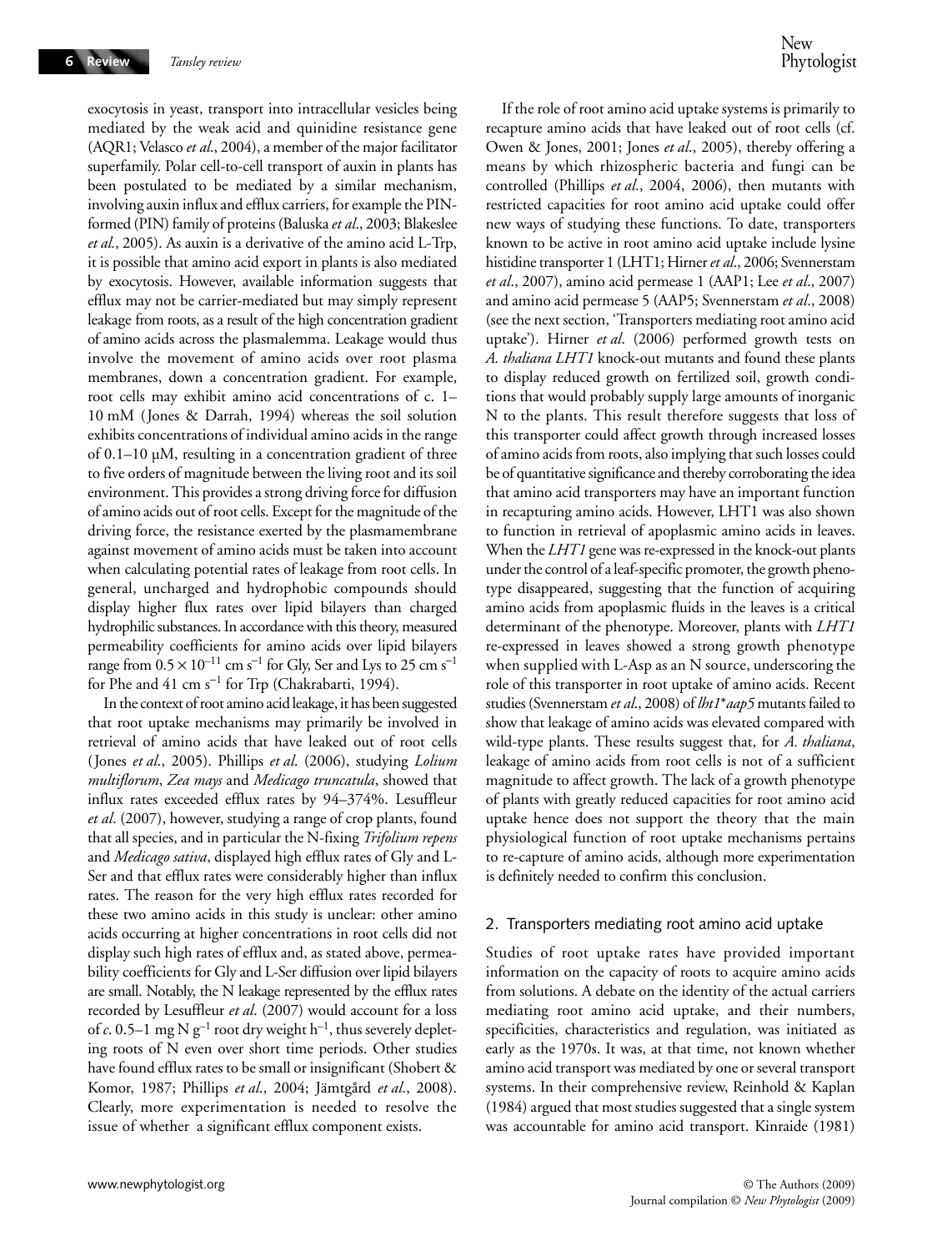exocytosis in yeast, transport into intracellular vesicles being mediated by the weak acid and quinidine resistance gene (AQR1; Velasco *et al.*, 2004), a member of the major facilitator superfamily. Polar cell-to-cell transport of auxin in plants has been postulated to be mediated by a similar mechanism, involving auxin influx and efflux carriers, for example the PIN-formed (PIN) family of proteins (Baluska *et al.*, 2003; Blakeslee *et al.*, 2005). As auxin is a derivative of the amino acid L-Trp, it is possible that amino acid export in plants is also mediated by exocytosis. However, available information suggests that efflux may not be carrier-mediated but may simply represent leakage from roots, as a result of the high concentration gradient of amino acids across the plasmalemma. Leakage would thus involve the movement of amino acids over root plasma membranes, down a concentration gradient. For example, root cells may exhibit amino acid concentrations of c. 1–10 mM (Jones & Darrah, 1994) whereas the soil solution exhibits concentrations of individual amino acids in the range of 0.1–10 μM, resulting in a concentration gradient of three to five orders of magnitude between the living root and its soil environment. This provides a strong driving force for diffusion of amino acids out of root cells. Except for the magnitude of the driving force, the resistance exerted by the plasmamembrane against movement of amino acids must be taken into account when calculating potential rates of leakage from root cells. In general, uncharged and hydrophobic compounds should display higher flux rates over lipid bilayers than charged hydrophilic substances. In accordance with this theory, measured permeability coefficients for amino acids over lipid bilayers range from $0.5 \times 10^{-11}$ cm $s^{-1}$ for Gly, Ser and Lys to 25 cm $s^{-1}$ for Phe and 41 cm $s^{-1}$ for Trp (Chakrabarti, 1994).

In the context of root amino acid leakage, it has been suggested that root uptake mechanisms may primarily be involved in retrieval of amino acids that have leaked out of root cells (Jones *et al.*, 2005). Phillips *et al.* (2006), studying *Lolium multiflorum*, *Zea mays* and *Medicago truncatula*, showed that influx rates exceeded efflux rates by 94–374%. Lesuffleur *et al.* (2007), however, studying a range of crop plants, found that all species, and in particular the N-fixing *Trifolium repens* and *Medicago sativa*, displayed high efflux rates of Gly and L-Ser and that efflux rates were considerably higher than influx rates. The reason for the very high efflux rates recorded for these two amino acids in this study is unclear: other amino acids occurring at higher concentrations in root cells did not display such high rates of efflux and, as stated above, permeability coefficients for Gly and L-Ser diffusion over lipid bilayers are small. Notably, the N leakage represented by the efflux rates recorded by Lesuffleur *et al.* (2007) would account for a loss of *c.* 0.5–1 mg N $g^{-1}$ root dry weight $h^{-1}$, thus severely depleting roots of N even over short time periods. Other studies have found efflux rates to be small or insignificant (Shobert & Komor, 1987; Phillips *et al.*, 2004; Jämtgård *et al.*, 2008). Clearly, more experimentation is needed to resolve the issue of whether a significant efflux component exists.

If the role of root amino acid uptake systems is primarily to recapture amino acids that have leaked out of root cells (cf. Owen & Jones, 2001; Jones *et al.*, 2005), thereby offering a means by which rhizospheric bacteria and fungi can be controlled (Phillips *et al.*, 2004, 2006), then mutants with restricted capacities for root amino acid uptake could offer new ways of studying these functions. To date, transporters known to be active in root amino acid uptake include lysine histidine transporter 1 (LHT1; Hirner *et al.*, 2006; Svennerstam *et al.*, 2007), amino acid permease 1 (AAP1; Lee *et al.*, 2007) and amino acid permease 5 (AAP5; Svennerstam *et al.*, 2008) (see the next section, 'Transporters mediating root amino acid uptake'). Hirner *et al.* (2006) performed growth tests on *A. thaliana LHT1* knock-out mutants and found these plants to display reduced growth on fertilized soil, growth conditions that would probably supply large amounts of inorganic N to the plants. This result therefore suggests that loss of this transporter could affect growth through increased losses of amino acids from roots, also implying that such losses could be of quantitative significance and thereby corroborating the idea that amino acid transporters may have an important function in recapturing amino acids. However, LHT1 was also shown to function in retrieval of apoplasmic amino acids in leaves. When the *LHT1* gene was re-expressed in the knock-out plants under the control of a leaf-specific promoter, the growth phenotype disappeared, suggesting that the function of acquiring amino acids from apoplasmic fluids in the leaves is a critical determinant of the phenotype. Moreover, plants with *LHT1* re-expressed in leaves showed a strong growth phenotype when supplied with L-Asp as an N source, underscoring the role of this transporter in root uptake of amino acids. Recent studies (Svennerstam *et al.*, 2008) of *lht1*aap5* mutants failed to show that leakage of amino acids was elevated compared with wild-type plants. These results suggest that, for *A. thaliana*, leakage of amino acids from root cells is not of a sufficient magnitude to affect growth. The lack of a growth phenotype of plants with greatly reduced capacities for root amino acid uptake hence does not support the theory that the main physiological function of root uptake mechanisms pertains to re-capture of amino acids, although more experimentation is definitely needed to confirm this conclusion.

## 2. Transporters mediating root amino acid uptake

Studies of root uptake rates have provided important information on the capacity of roots to acquire amino acids from solutions. A debate on the identity of the actual carriers mediating root amino acid uptake, and their numbers, specificities, characteristics and regulation, was initiated as early as the 1970s. It was, at that time, not known whether amino acid transport was mediated by one or several transport systems. In their comprehensive review, Reinhold & Kaplan (1984) argued that most studies suggested that a single system was accountable for amino acid transport. Kinraide (1981)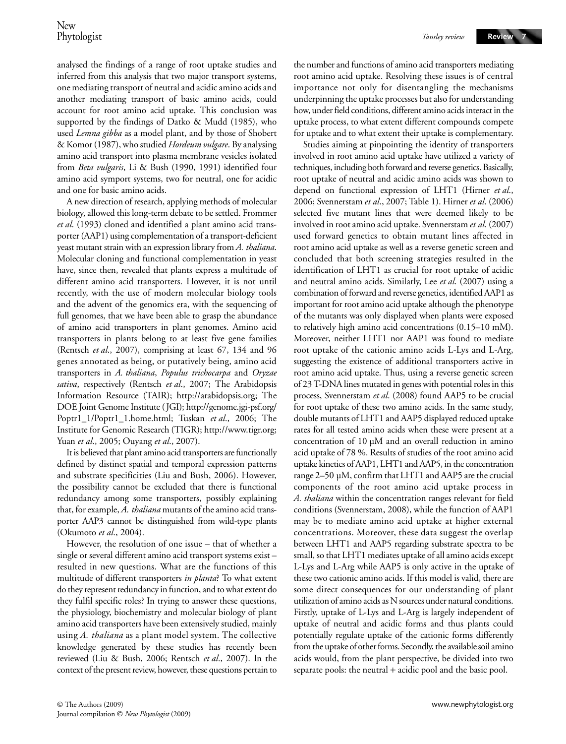analysed the findings of a range of root uptake studies and inferred from this analysis that two major transport systems, one mediating transport of neutral and acidic amino acids and another mediating transport of basic amino acids, could account for root amino acid uptake. This conclusion was supported by the findings of Datko & Mudd (1985), who used *Lemna gibba* as a model plant, and by those of Shobert & Komor (1987), who studied *Hordeum vulgare*. By analysing amino acid transport into plasma membrane vesicles isolated from *Beta vulgaris*, Li & Bush (1990, 1991) identified four amino acid symport systems, two for neutral, one for acidic and one for basic amino acids.

A new direction of research, applying methods of molecular biology, allowed this long-term debate to be settled. Frommer *et al*. (1993) cloned and identified a plant amino acid transporter (AAP1) using complementation of a transport-deficient yeast mutant strain with an expression library from *A. thaliana*. Molecular cloning and functional complementation in yeast have, since then, revealed that plants express a multitude of different amino acid transporters. However, it is not until recently, with the use of modern molecular biology tools and the advent of the genomics era, with the sequencing of full genomes, that we have been able to grasp the abundance of amino acid transporters in plant genomes. Amino acid transporters in plants belong to at least five gene families (Rentsch *et al*., 2007), comprising at least 67, 134 and 96 genes annotated as being, or putatively being, amino acid transporters in *A. thaliana*, *Populus trichocarpa* and *Oryzae sativa*, respectively (Rentsch *et al*., 2007; The Arabidopsis Information Resource (TAIR); http://arabidopsis.org; The DOE Joint Genome Institute (JGI); http://genome.jgi-psf.org/Poptr1_1/Poptr1_1.home.html; Tuskan *et al*., 2006; The Institute for Genomic Research (TIGR); http://www.tigr.org; Yuan *et al*., 2005; Ouyang *et al*., 2007).

It is believed that plant amino acid transporters are functionally defined by distinct spatial and temporal expression patterns and substrate specificities (Liu and Bush, 2006). However, the possibility cannot be excluded that there is functional redundancy among some transporters, possibly explaining that, for example, *A. thaliana* mutants of the amino acid transporter AAP3 cannot be distinguished from wild-type plants (Okumoto *et al*., 2004).

However, the resolution of one issue – that of whether a single or several different amino acid transport systems exist – resulted in new questions. What are the functions of this multitude of different transporters *in planta*? To what extent do they represent redundancy in function, and to what extent do they fulfil specific roles? In trying to answer these questions, the physiology, biochemistry and molecular biology of plant amino acid transporters have been extensively studied, mainly using *A. thaliana* as a plant model system. The collective knowledge generated by these studies has recently been reviewed (Liu & Bush, 2006; Rentsch *et al*., 2007). In the context of the present review, however, these questions pertain to the number and functions of amino acid transporters mediating root amino acid uptake. Resolving these issues is of central importance not only for disentangling the mechanisms underpinning the uptake processes but also for understanding how, under field conditions, different amino acids interact in the uptake process, to what extent different compounds compete for uptake and to what extent their uptake is complementary.

Studies aiming at pinpointing the identity of transporters involved in root amino acid uptake have utilized a variety of techniques, including both forward and reverse genetics. Basically, root uptake of neutral and acidic amino acids was shown to depend on functional expression of LHT1 (Hirner *et al*., 2006; Svennerstam *et al*., 2007; Table 1). Hirner *et al*. (2006) selected five mutant lines that were deemed likely to be involved in root amino acid uptake. Svennerstam *et al*. (2007) used forward genetics to obtain mutant lines affected in root amino acid uptake as well as a reverse genetic screen and concluded that both screening strategies resulted in the identification of LHT1 as crucial for root uptake of acidic and neutral amino acids. Similarly, Lee *et al*. (2007) using a combination of forward and reverse genetics, identified AAP1 as important for root amino acid uptake although the phenotype of the mutants was only displayed when plants were exposed to relatively high amino acid concentrations (0.15–10 mM). Moreover, neither LHT1 nor AAP1 was found to mediate root uptake of the cationic amino acids L-Lys and L-Arg, suggesting the existence of additional transporters active in root amino acid uptake. Thus, using a reverse genetic screen of 23 T-DNA lines mutated in genes with potential roles in this process, Svennerstam *et al*. (2008) found AAP5 to be crucial for root uptake of these two amino acids. In the same study, double mutants of LHT1 and AAP5 displayed reduced uptake rates for all tested amino acids when these were present at a concentration of 10 μM and an overall reduction in amino acid uptake of 78 %. Results of studies of the root amino acid uptake kinetics of AAP1, LHT1 and AAP5, in the concentration range 2–50 μM, confirm that LHT1 and AAP5 are the crucial components of the root amino acid uptake process in *A. thaliana* within the concentration ranges relevant for field conditions (Svennerstam, 2008), while the function of AAP1 may be to mediate amino acid uptake at higher external concentrations. Moreover, these data suggest the overlap between LHT1 and AAP5 regarding substrate spectra to be small, so that LHT1 mediates uptake of all amino acids except L-Lys and L-Arg while AAP5 is only active in the uptake of these two cationic amino acids. If this model is valid, there are some direct consequences for our understanding of plant utilization of amino acids as N sources under natural conditions. Firstly, uptake of L-Lys and L-Arg is largely independent of uptake of neutral and acidic forms and thus plants could potentially regulate uptake of the cationic forms differently from the uptake of other forms. Secondly, the available soil amino acids would, from the plant perspective, be divided into two separate pools: the neutral + acidic pool and the basic pool.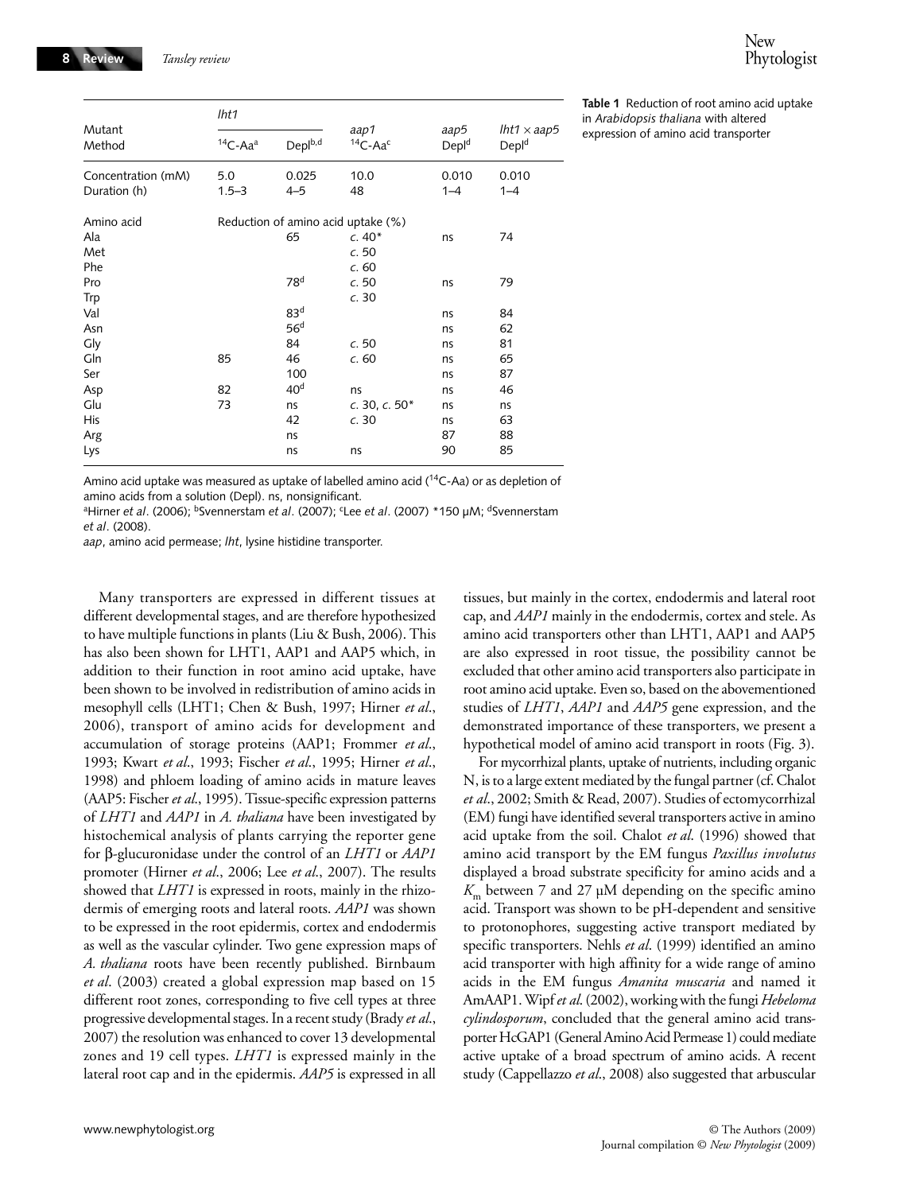**Table 1** Reduction of root amino acid uptake in *Arabidopsis thaliana* with altered expression of amino acid transporter

| Mutant | *lht1* | | *aap1* | *aap5* | *lht1* × *aap5* |
|---|---|---|---|---|---|
| Method | $^{14}$C-Aa[a] | Depl[b,d] | $^{14}$C-Aa[c] | Depl[d] | Depl[d] |
| Concentration (mM) | 5.0 | 0.025 | 10.0 | 0.010 | 0.010 |
| Duration (h) | 1.5–3 | 4–5 | 48 | 1–4 | 1–4 |
| Amino acid | Reduction of amino acid uptake (%) | | | | |
| Ala | | 65 | *c.* 40* | ns | 74 |
| Met | | | *c.* 50 | | |
| Phe | | | *c.* 60 | | |
| Pro | | 78[d] | *c.* 50 | ns | 79 |
| Trp | | | *c.* 30 | | |
| Val | | 83[d] | | ns | 84 |
| Asn | | 56[d] | | ns | 62 |
| Gly | | 84 | *c.* 50 | ns | 81 |
| Gln | 85 | 46 | *c.* 60 | ns | 65 |
| Ser | | 100 | | ns | 87 |
| Asp | 82 | 40[d] | ns | ns | 46 |
| Glu | 73 | ns | *c.* 30, *c.* 50* | ns | ns |
| His | | 42 | *c.* 30 | ns | 63 |
| Arg | | ns | | 87 | 88 |
| Lys | | ns | ns | 90 | 85 |

Amino acid uptake was measured as uptake of labelled amino acid ($^{14}$C-Aa) or as depletion of amino acids from a solution (Depl). ns, nonsignificant.

[a]Hirner *et al*. (2006); [b]Svennerstam *et al*. (2007); [c]Lee *et al*. (2007) *150 µM; [d]Svennerstam *et al*. (2008).

*aap*, amino acid permease; *lht*, lysine histidine transporter.

Many transporters are expressed in different tissues at different developmental stages, and are therefore hypothesized to have multiple functions in plants (Liu & Bush, 2006). This has also been shown for LHT1, AAP1 and AAP5 which, in addition to their function in root amino acid uptake, have been shown to be involved in redistribution of amino acids in mesophyll cells (LHT1; Chen & Bush, 1997; Hirner *et al*., 2006), transport of amino acids for development and accumulation of storage proteins (AAP1; Frommer *et al*., 1993; Kwart *et al*., 1993; Fischer *et al*., 1995; Hirner *et al*., 1998) and phloem loading of amino acids in mature leaves (AAP5: Fischer *et al*., 1995). Tissue-specific expression patterns of *LHT1* and *AAP1* in *A. thaliana* have been investigated by histochemical analysis of plants carrying the reporter gene for β-glucuronidase under the control of an *LHT1* or *AAP1* promoter (Hirner *et al*., 2006; Lee *et al*., 2007). The results showed that *LHT1* is expressed in roots, mainly in the rhizodermis of emerging roots and lateral roots. *AAP1* was shown to be expressed in the root epidermis, cortex and endodermis as well as the vascular cylinder. Two gene expression maps of *A. thaliana* roots have been recently published. Birnbaum *et al*. (2003) created a global expression map based on 15 different root zones, corresponding to five cell types at three progressive developmental stages. In a recent study (Brady *et al*., 2007) the resolution was enhanced to cover 13 developmental zones and 19 cell types. *LHT1* is expressed mainly in the lateral root cap and in the epidermis. *AAP5* is expressed in all tissues, but mainly in the cortex, endodermis and lateral root cap, and *AAP1* mainly in the endodermis, cortex and stele. As amino acid transporters other than LHT1, AAP1 and AAP5 are also expressed in root tissue, the possibility cannot be excluded that other amino acid transporters also participate in root amino acid uptake. Even so, based on the abovementioned studies of *LHT1*, *AAP1* and *AAP5* gene expression, and the demonstrated importance of these transporters, we present a hypothetical model of amino acid transport in roots (Fig. 3).

For mycorrhizal plants, uptake of nutrients, including organic N, is to a large extent mediated by the fungal partner (cf. Chalot *et al*., 2002; Smith & Read, 2007). Studies of ectomycorrhizal (EM) fungi have identified several transporters active in amino acid uptake from the soil. Chalot *et al*. (1996) showed that amino acid transport by the EM fungus *Paxillus involutus* displayed a broad substrate specificity for amino acids and a $K_m$ between 7 and 27 µM depending on the specific amino acid. Transport was shown to be pH-dependent and sensitive to protonophores, suggesting active transport mediated by specific transporters. Nehls *et al*. (1999) identified an amino acid transporter with high affinity for a wide range of amino acids in the EM fungus *Amanita muscaria* and named it AmAAP1. Wipf *et al*. (2002), working with the fungi *Hebeloma cylindosporum*, concluded that the general amino acid transporter HcGAP1 (General Amino Acid Permease 1) could mediate active uptake of a broad spectrum of amino acids. A recent study (Cappellazzo *et al*., 2008) also suggested that arbuscular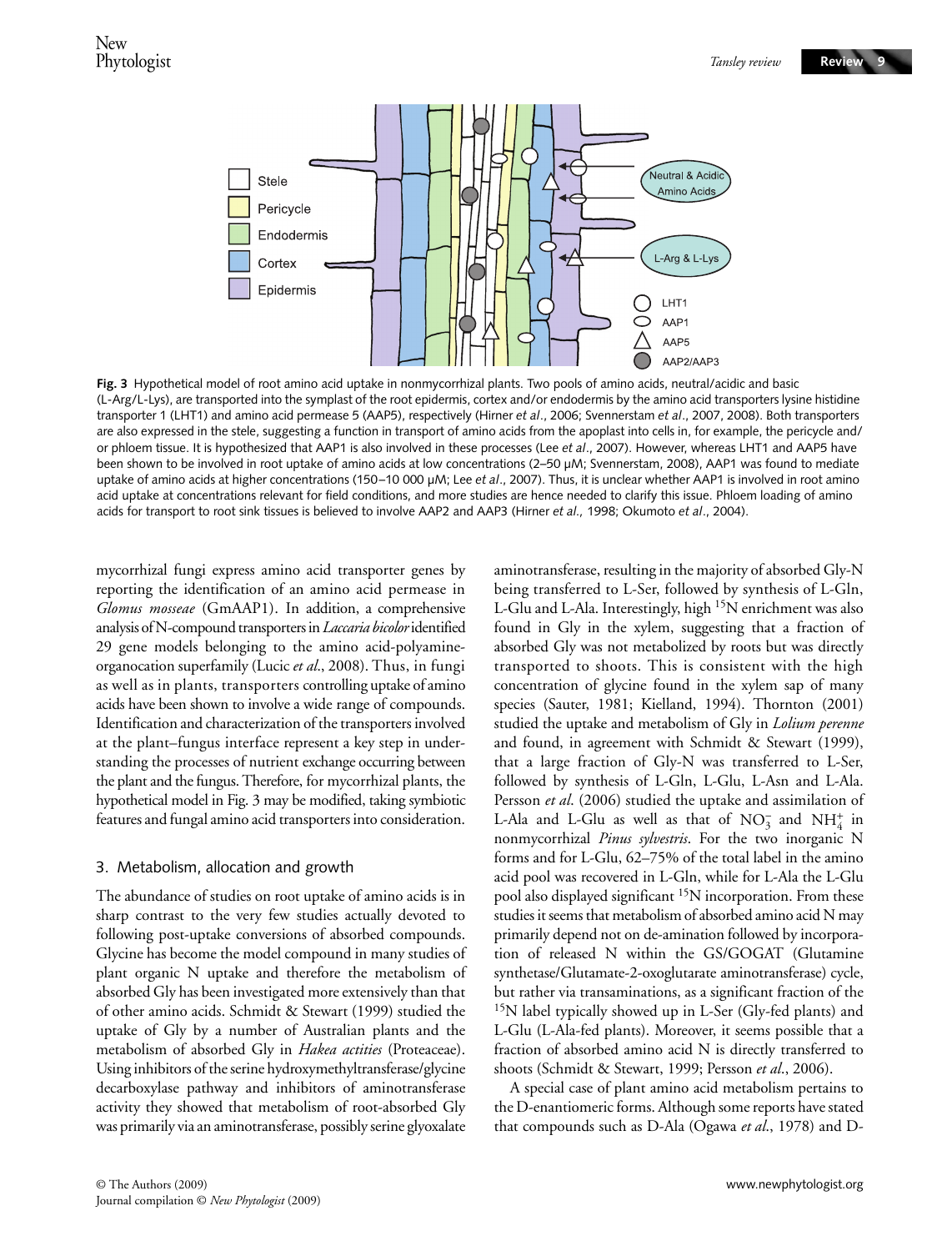**Fig. 3** Hypothetical model of root amino acid uptake in nonmycorrhizal plants. Two pools of amino acids, neutral/acidic and basic (L-Arg/L-Lys), are transported into the symplast of the root epidermis, cortex and/or endodermis by the amino acid transporters lysine histidine transporter 1 (LHT1) and amino acid permease 5 (AAP5), respectively (Hirner *et al*., 2006; Svennerstam *et al*., 2007, 2008). Both transporters are also expressed in the stele, suggesting a function in transport of amino acids from the apoplast into cells in, for example, the pericycle and/or phloem tissue. It is hypothesized that AAP1 is also involved in these processes (Lee *et al*., 2007). However, whereas LHT1 and AAP5 have been shown to be involved in root uptake of amino acids at low concentrations (2–50 μM; Svennerstam, 2008), AAP1 was found to mediate uptake of amino acids at higher concentrations (150–10 000 μM; Lee *et al*., 2007). Thus, it is unclear whether AAP1 is involved in root amino acid uptake at concentrations relevant for field conditions, and more studies are hence needed to clarify this issue. Phloem loading of amino acids for transport to root sink tissues is believed to involve AAP2 and AAP3 (Hirner *et al*., 1998; Okumoto *et al*., 2004).

mycorrhizal fungi express amino acid transporter genes by reporting the identification of an amino acid permease in *Glomus mosseae* (GmAAP1). In addition, a comprehensive analysis of N-compound transporters in *Laccaria bicolor* identified 29 gene models belonging to the amino acid-polyamine-organocation superfamily (Lucic *et al*., 2008). Thus, in fungi as well as in plants, transporters controlling uptake of amino acids have been shown to involve a wide range of compounds. Identification and characterization of the transporters involved at the plant–fungus interface represent a key step in understanding the processes of nutrient exchange occurring between the plant and the fungus. Therefore, for mycorrhizal plants, the hypothetical model in Fig. 3 may be modified, taking symbiotic features and fungal amino acid transporters into consideration.

## 3. Metabolism, allocation and growth

The abundance of studies on root uptake of amino acids is in sharp contrast to the very few studies actually devoted to following post-uptake conversions of absorbed compounds. Glycine has become the model compound in many studies of plant organic N uptake and therefore the metabolism of absorbed Gly has been investigated more extensively than that of other amino acids. Schmidt & Stewart (1999) studied the uptake of Gly by a number of Australian plants and the metabolism of absorbed Gly in *Hakea actities* (Proteaceae). Using inhibitors of the serine hydroxymethyltransferase/glycine decarboxylase pathway and inhibitors of aminotransferase activity they showed that metabolism of root-absorbed Gly was primarily via an aminotransferase, possibly serine glyoxalate aminotransferase, resulting in the majority of absorbed Gly-N being transferred to L-Ser, followed by synthesis of L-Gln, L-Glu and L-Ala. Interestingly, high $^{15}N$ enrichment was also found in Gly in the xylem, suggesting that a fraction of absorbed Gly was not metabolized by roots but was directly transported to shoots. This is consistent with the high concentration of glycine found in the xylem sap of many species (Sauter, 1981; Kielland, 1994). Thornton (2001) studied the uptake and metabolism of Gly in *Lolium perenne* and found, in agreement with Schmidt & Stewart (1999), that a large fraction of Gly-N was transferred to L-Ser, followed by synthesis of L-Gln, L-Glu, L-Asn and L-Ala. Persson *et al*. (2006) studied the uptake and assimilation of L-Ala and L-Glu as well as that of $NO_3^-$ and $NH_4^+$ in nonmycorrhizal *Pinus sylvestris*. For the two inorganic N forms and for L-Glu, 62–75% of the total label in the amino acid pool was recovered in L-Gln, while for L-Ala the L-Glu pool also displayed significant $^{15}N$ incorporation. From these studies it seems that metabolism of absorbed amino acid N may primarily depend not on de-amination followed by incorporation of released N within the GS/GOGAT (Glutamine synthetase/Glutamate-2-oxoglutarate aminotransferase) cycle, but rather via transaminations, as a significant fraction of the $^{15}N$ label typically showed up in L-Ser (Gly-fed plants) and L-Glu (L-Ala-fed plants). Moreover, it seems possible that a fraction of absorbed amino acid N is directly transferred to shoots (Schmidt & Stewart, 1999; Persson *et al*., 2006).

A special case of plant amino acid metabolism pertains to the D-enantiomeric forms. Although some reports have stated that compounds such as D-Ala (Ogawa *et al*., 1978) and D-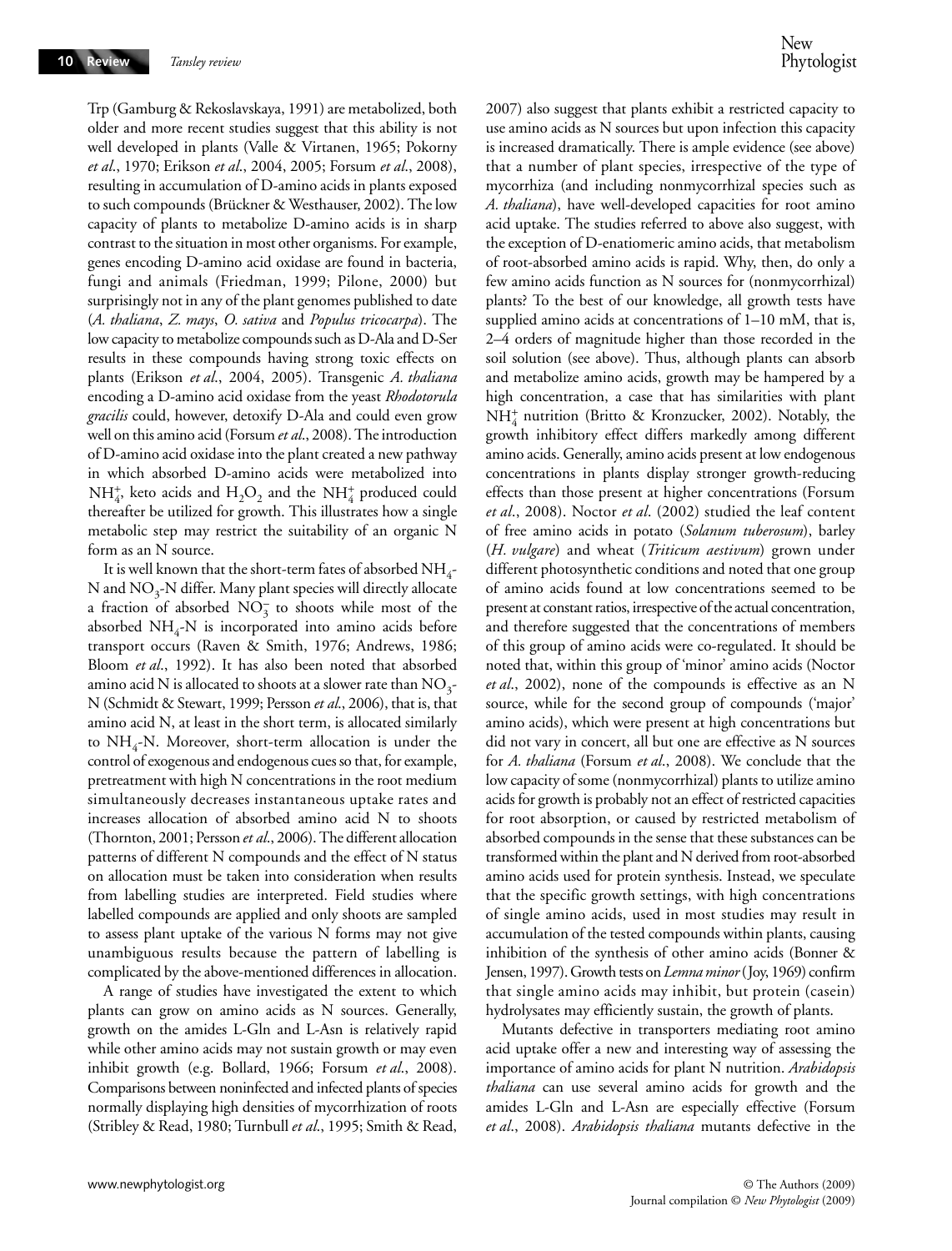Trp (Gamburg & Rekoslavskaya, 1991) are metabolized, both older and more recent studies suggest that this ability is not well developed in plants (Valle & Virtanen, 1965; Pokorny *et al*., 1970; Erikson *et al*., 2004, 2005; Forsum *et al*., 2008), resulting in accumulation of D-amino acids in plants exposed to such compounds (Brückner & Westhauser, 2002). The low capacity of plants to metabolize D-amino acids is in sharp contrast to the situation in most other organisms. For example, genes encoding D-amino acid oxidase are found in bacteria, fungi and animals (Friedman, 1999; Pilone, 2000) but surprisingly not in any of the plant genomes published to date (*A. thaliana*, *Z. mays*, *O. sativa* and *Populus tricocarpa*). The low capacity to metabolize compounds such as D-Ala and D-Ser results in these compounds having strong toxic effects on plants (Erikson *et al*., 2004, 2005). Transgenic *A. thaliana* encoding a D-amino acid oxidase from the yeast *Rhodotorula gracilis* could, however, detoxify D-Ala and could even grow well on this amino acid (Forsum *et al*., 2008). The introduction of D-amino acid oxidase into the plant created a new pathway in which absorbed D-amino acids were metabolized into $NH_4^+$, keto acids and $H_2O_2$ and the $NH_4^+$ produced could thereafter be utilized for growth. This illustrates how a single metabolic step may restrict the suitability of an organic N form as an N source.

It is well known that the short-term fates of absorbed $NH_4$-N and $NO_3$-N differ. Many plant species will directly allocate a fraction of absorbed $NO_3^-$ to shoots while most of the absorbed $NH_4$-N is incorporated into amino acids before transport occurs (Raven & Smith, 1976; Andrews, 1986; Bloom *et al*., 1992). It has also been noted that absorbed amino acid N is allocated to shoots at a slower rate than $NO_3$-N (Schmidt & Stewart, 1999; Persson *et al*., 2006), that is, that amino acid N, at least in the short term, is allocated similarly to $NH_4$-N. Moreover, short-term allocation is under the control of exogenous and endogenous cues so that, for example, pretreatment with high N concentrations in the root medium simultaneously decreases instantaneous uptake rates and increases allocation of absorbed amino acid N to shoots (Thornton, 2001; Persson *et al*., 2006). The different allocation patterns of different N compounds and the effect of N status on allocation must be taken into consideration when results from labelling studies are interpreted. Field studies where labelled compounds are applied and only shoots are sampled to assess plant uptake of the various N forms may not give unambiguous results because the pattern of labelling is complicated by the above-mentioned differences in allocation.

A range of studies have investigated the extent to which plants can grow on amino acids as N sources. Generally, growth on the amides L-Gln and L-Asn is relatively rapid while other amino acids may not sustain growth or may even inhibit growth (e.g. Bollard, 1966; Forsum *et al*., 2008). Comparisons between noninfected and infected plants of species normally displaying high densities of mycorrhization of roots (Stribley & Read, 1980; Turnbull *et al*., 1995; Smith & Read, 2007) also suggest that plants exhibit a restricted capacity to use amino acids as N sources but upon infection this capacity is increased dramatically. There is ample evidence (see above) that a number of plant species, irrespective of the type of mycorrhiza (and including nonmycorrhizal species such as *A. thaliana*), have well-developed capacities for root amino acid uptake. The studies referred to above also suggest, with the exception of D-enatiomeric amino acids, that metabolism of root-absorbed amino acids is rapid. Why, then, do only a few amino acids function as N sources for (nonmycorrhizal) plants? To the best of our knowledge, all growth tests have supplied amino acids at concentrations of 1–10 mM, that is, 2–4 orders of magnitude higher than those recorded in the soil solution (see above). Thus, although plants can absorb and metabolize amino acids, growth may be hampered by a high concentration, a case that has similarities with plant $NH_4^+$ nutrition (Britto & Kronzucker, 2002). Notably, the growth inhibitory effect differs markedly among different amino acids. Generally, amino acids present at low endogenous concentrations in plants display stronger growth-reducing effects than those present at higher concentrations (Forsum *et al*., 2008). Noctor *et al*. (2002) studied the leaf content of free amino acids in potato (*Solanum tuberosum*), barley (*H. vulgare*) and wheat (*Triticum aestivum*) grown under different photosynthetic conditions and noted that one group of amino acids found at low concentrations seemed to be present at constant ratios, irrespective of the actual concentration, and therefore suggested that the concentrations of members of this group of amino acids were co-regulated. It should be noted that, within this group of 'minor' amino acids (Noctor *et al*., 2002), none of the compounds is effective as an N source, while for the second group of compounds ('major' amino acids), which were present at high concentrations but did not vary in concert, all but one are effective as N sources for *A. thaliana* (Forsum *et al*., 2008). We conclude that the low capacity of some (nonmycorrhizal) plants to utilize amino acids for growth is probably not an effect of restricted capacities for root absorption, or caused by restricted metabolism of absorbed compounds in the sense that these substances can be transformed within the plant and N derived from root-absorbed amino acids used for protein synthesis. Instead, we speculate that the specific growth settings, with high concentrations of single amino acids, used in most studies may result in accumulation of the tested compounds within plants, causing inhibition of the synthesis of other amino acids (Bonner & Jensen, 1997). Growth tests on *Lemna minor* (Joy, 1969) confirm that single amino acids may inhibit, but protein (casein) hydrolysates may efficiently sustain, the growth of plants.

Mutants defective in transporters mediating root amino acid uptake offer a new and interesting way of assessing the importance of amino acids for plant N nutrition. *Arabidopsis thaliana* can use several amino acids for growth and the amides L-Gln and L-Asn are especially effective (Forsum *et al*., 2008). *Arabidopsis thaliana* mutants defective in the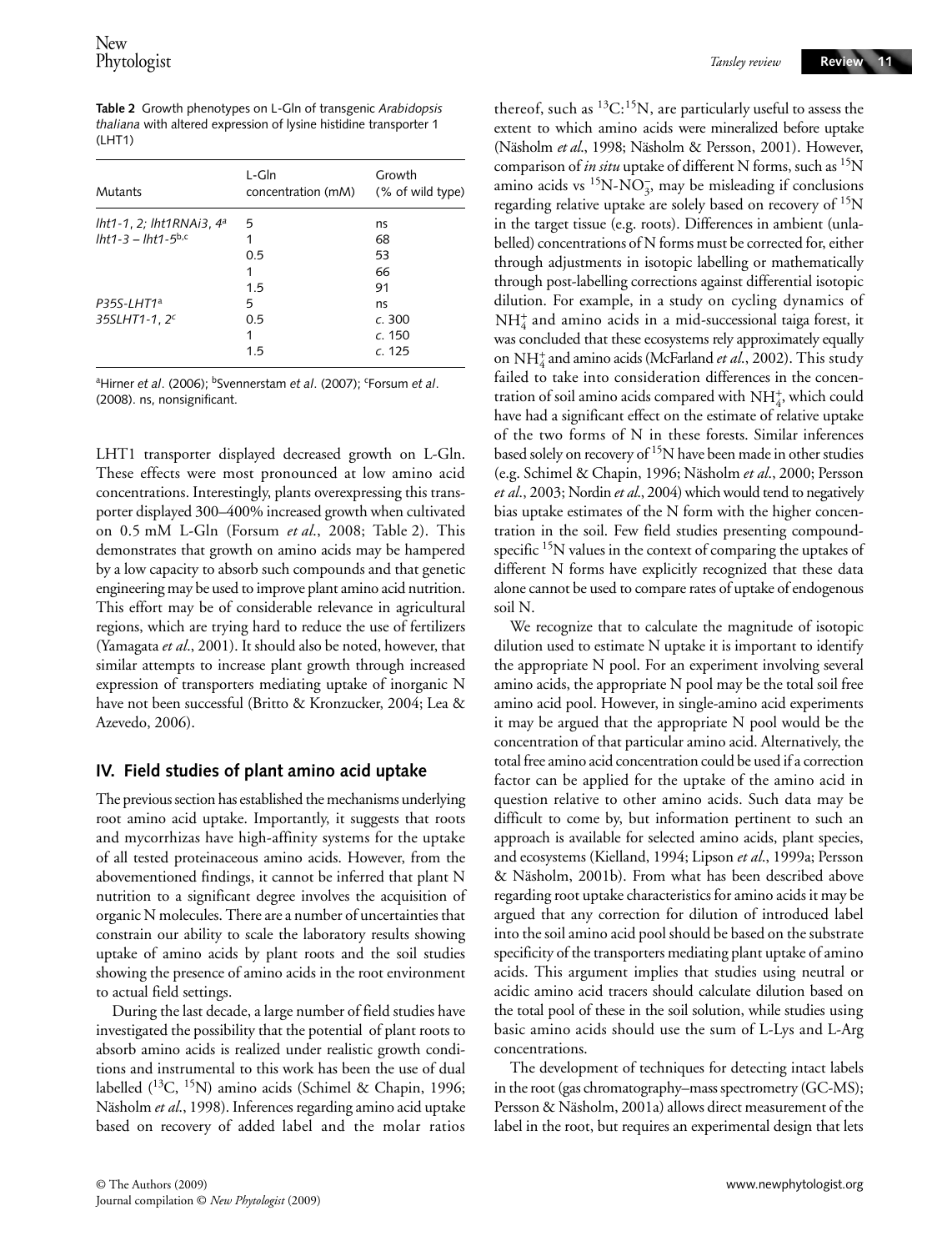**Table 2** Growth phenotypes on L-Gln of transgenic *Arabidopsis thaliana* with altered expression of lysine histidine transporter 1 (LHT1)

| Mutants | L-Gln concentration (mM) | Growth (% of wild type) |
|---|---|---|
| *lht1-1, 2; lht1RNAi3, 4*[a] | 5 | ns |
| *lht1-3 – lht1-5*[b,c] | 1 | 68 |
| | 0.5 | 53 |
| | 1 | 66 |
| | 1.5 | 91 |
| *P35S-LHT1*[a] | 5 | ns |
| *35SLHT1-1, 2*[c] | 0.5 | *c.* 300 |
| | 1 | *c.* 150 |
| | 1.5 | *c.* 125 |

[a]Hirner *et al*. (2006); [b]Svennerstam *et al*. (2007); [c]Forsum *et al*. (2008). ns, nonsignificant.

LHT1 transporter displayed decreased growth on L-Gln. These effects were most pronounced at low amino acid concentrations. Interestingly, plants overexpressing this transporter displayed 300–400% increased growth when cultivated on 0.5 mM L-Gln (Forsum *et al*., 2008; Table 2). This demonstrates that growth on amino acids may be hampered by a low capacity to absorb such compounds and that genetic engineering may be used to improve plant amino acid nutrition. This effort may be of considerable relevance in agricultural regions, which are trying hard to reduce the use of fertilizers (Yamagata *et al*., 2001). It should also be noted, however, that similar attempts to increase plant growth through increased expression of transporters mediating uptake of inorganic N have not been successful (Britto & Kronzucker, 2004; Lea & Azevedo, 2006).

## IV. Field studies of plant amino acid uptake

The previous section has established the mechanisms underlying root amino acid uptake. Importantly, it suggests that roots and mycorrhizas have high-affinity systems for the uptake of all tested proteinaceous amino acids. However, from the abovementioned findings, it cannot be inferred that plant N nutrition to a significant degree involves the acquisition of organic N molecules. There are a number of uncertainties that constrain our ability to scale the laboratory results showing uptake of amino acids by plant roots and the soil studies showing the presence of amino acids in the root environment to actual field settings.

During the last decade, a large number of field studies have investigated the possibility that the potential of plant roots to absorb amino acids is realized under realistic growth conditions and instrumental to this work has been the use of dual labelled ($^{13}C$, $^{15}N$) amino acids (Schimel & Chapin, 1996; Näsholm *et al*., 1998). Inferences regarding amino acid uptake based on recovery of added label and the molar ratios thereof, such as $^{13}C$:$^{15}N$, are particularly useful to assess the extent to which amino acids were mineralized before uptake (Näsholm *et al*., 1998; Näsholm & Persson, 2001). However, comparison of *in situ* uptake of different N forms, such as $^{15}N$ amino acids vs $^{15}N\text{-}NO_3^-$, may be misleading if conclusions regarding relative uptake are solely based on recovery of $^{15}N$ in the target tissue (e.g. roots). Differences in ambient (unlabelled) concentrations of N forms must be corrected for, either through adjustments in isotopic labelling or mathematically through post-labelling corrections against differential isotopic dilution. For example, in a study on cycling dynamics of $NH_4^+$ and amino acids in a mid-successional taiga forest, it was concluded that these ecosystems rely approximately equally on $NH_4^+$ and amino acids (McFarland *et al*., 2002). This study failed to take into consideration differences in the concentration of soil amino acids compared with $NH_4^+$, which could have had a significant effect on the estimate of relative uptake of the two forms of N in these forests. Similar inferences based solely on recovery of $^{15}N$ have been made in other studies (e.g. Schimel & Chapin, 1996; Näsholm *et al*., 2000; Persson *et al*., 2003; Nordin *et al*., 2004) which would tend to negatively bias uptake estimates of the N form with the higher concentration in the soil. Few field studies presenting compound-specific $^{15}N$ values in the context of comparing the uptakes of different N forms have explicitly recognized that these data alone cannot be used to compare rates of uptake of endogenous soil N.

We recognize that to calculate the magnitude of isotopic dilution used to estimate N uptake it is important to identify the appropriate N pool. For an experiment involving several amino acids, the appropriate N pool may be the total soil free amino acid pool. However, in single-amino acid experiments it may be argued that the appropriate N pool would be the concentration of that particular amino acid. Alternatively, the total free amino acid concentration could be used if a correction factor can be applied for the uptake of the amino acid in question relative to other amino acids. Such data may be difficult to come by, but information pertinent to such an approach is available for selected amino acids, plant species, and ecosystems (Kielland, 1994; Lipson *et al*., 1999a; Persson & Näsholm, 2001b). From what has been described above regarding root uptake characteristics for amino acids it may be argued that any correction for dilution of introduced label into the soil amino acid pool should be based on the substrate specificity of the transporters mediating plant uptake of amino acids. This argument implies that studies using neutral or acidic amino acid tracers should calculate dilution based on the total pool of these in the soil solution, while studies using basic amino acids should use the sum of L-Lys and L-Arg concentrations.

The development of techniques for detecting intact labels in the root (gas chromatography–mass spectrometry (GC-MS); Persson & Näsholm, 2001a) allows direct measurement of the label in the root, but requires an experimental design that lets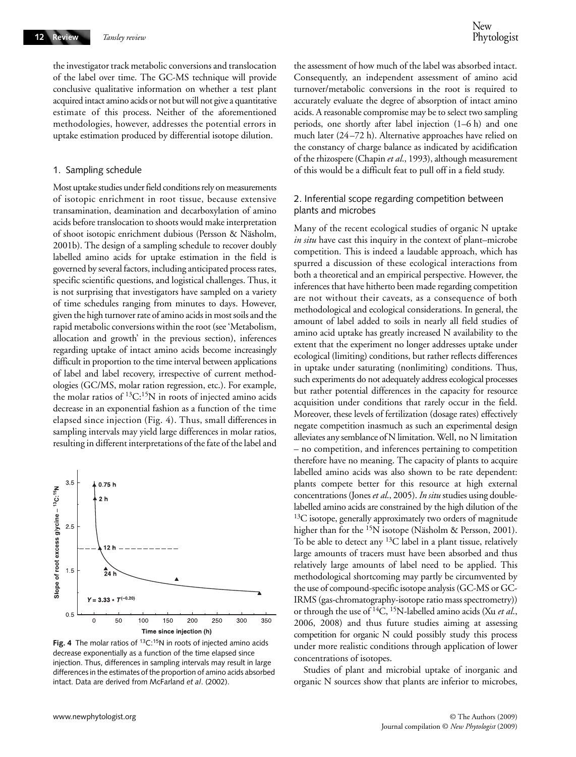the investigator track metabolic conversions and translocation of the label over time. The GC-MS technique will provide conclusive qualitative information on whether a test plant acquired intact amino acids or not but will not give a quantitative estimate of this process. Neither of the aforementioned methodologies, however, addresses the potential errors in uptake estimation produced by differential isotope dilution.

## 1. Sampling schedule

Most uptake studies under field conditions rely on measurements of isotopic enrichment in root tissue, because extensive transamination, deamination and decarboxylation of amino acids before translocation to shoots would make interpretation of shoot isotopic enrichment dubious (Persson & Näsholm, 2001b). The design of a sampling schedule to recover doubly labelled amino acids for uptake estimation in the field is governed by several factors, including anticipated process rates, specific scientific questions, and logistical challenges. Thus, it is not surprising that investigators have sampled on a variety of time schedules ranging from minutes to days. However, given the high turnover rate of amino acids in most soils and the rapid metabolic conversions within the root (see 'Metabolism, allocation and growth' in the previous section), inferences regarding uptake of intact amino acids become increasingly difficult in proportion to the time interval between applications of label and label recovery, irrespective of current methodologies (GC/MS, molar ration regression, etc.). For example, the molar ratios of $^{13}C$:$^{15}N$ in roots of injected amino acids decrease in an exponential fashion as a function of the time elapsed since injection (Fig. 4). Thus, small differences in sampling intervals may yield large differences in molar ratios, resulting in different interpretations of the fate of the label and the assessment of how much of the label was absorbed intact. Consequently, an independent assessment of amino acid turnover/metabolic conversions in the root is required to accurately evaluate the degree of absorption of intact amino acids. A reasonable compromise may be to select two sampling periods, one shortly after label injection (1–6 h) and one much later (24–72 h). Alternative approaches have relied on the constancy of charge balance as indicated by acidification of the rhizospere (Chapin *et al.*, 1993), although measurement of this would be a difficult feat to pull off in a field study.

**Fig. 4** The molar ratios of $^{13}C$:$^{15}N$ in roots of injected amino acids decrease exponentially as a function of the time elapsed since injection. Thus, differences in sampling intervals may result in large differences in the estimates of the proportion of amino acids absorbed intact. Data are derived from McFarland *et al*. (2002).

## 2. Inferential scope regarding competition between plants and microbes

Many of the recent ecological studies of organic N uptake *in situ* have cast this inquiry in the context of plant–microbe competition. This is indeed a laudable approach, which has spurred a discussion of these ecological interactions from both a theoretical and an empirical perspective. However, the inferences that have hitherto been made regarding competition are not without their caveats, as a consequence of both methodological and ecological considerations. In general, the amount of label added to soils in nearly all field studies of amino acid uptake has greatly increased N availability to the extent that the experiment no longer addresses uptake under ecological (limiting) conditions, but rather reflects differences in uptake under saturating (nonlimiting) conditions. Thus, such experiments do not adequately address ecological processes but rather potential differences in the capacity for resource acquisition under conditions that rarely occur in the field. Moreover, these levels of fertilization (dosage rates) effectively negate competition inasmuch as such an experimental design alleviates any semblance of N limitation. Well, no N limitation – no competition, and inferences pertaining to competition therefore have no meaning. The capacity of plants to acquire labelled amino acids was also shown to be rate dependent: plants compete better for this resource at high external concentrations (Jones *et al*., 2005). *In situ* studies using double-labelled amino acids are constrained by the high dilution of the $^{13}C$ isotope, generally approximately two orders of magnitude higher than for the $^{15}N$ isotope (Näsholm & Persson, 2001). To be able to detect any $^{13}C$ label in a plant tissue, relatively large amounts of tracers must have been absorbed and thus relatively large amounts of label need to be applied. This methodological shortcoming may partly be circumvented by the use of compound-specific isotope analysis (GC-MS or GC-IRMS (gas-chromatography-isotope ratio mass spectrometry)) or through the use of $^{14}C$, $^{15}N$-labelled amino acids (Xu *et al*., 2006, 2008) and thus future studies aiming at assessing competition for organic N could possibly study this process under more realistic conditions through application of lower concentrations of isotopes.

Studies of plant and microbial uptake of inorganic and organic N sources show that plants are inferior to microbes,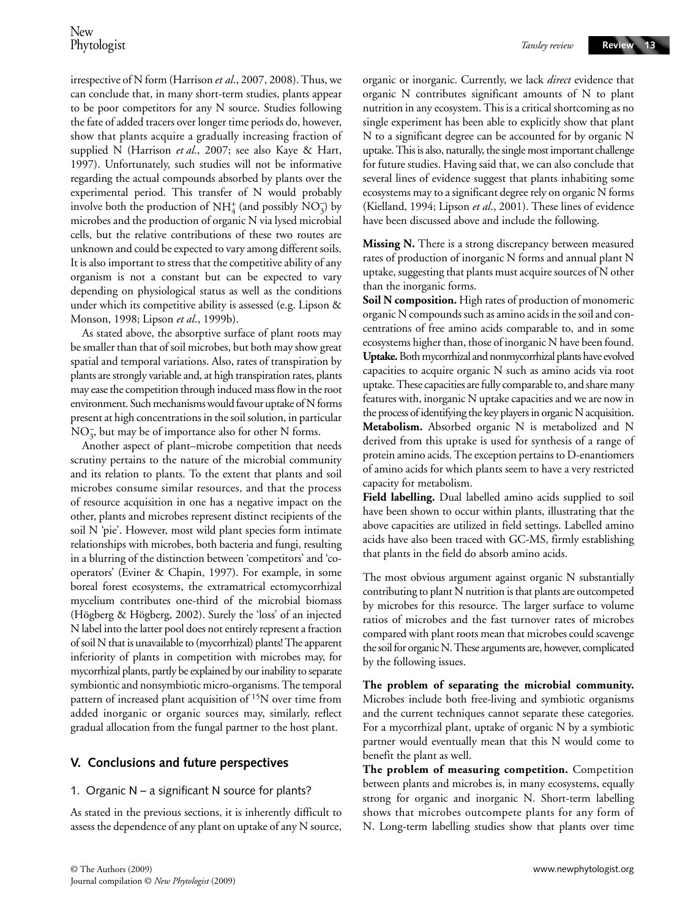irrespective of N form (Harrison *et al.*, 2007, 2008). Thus, we can conclude that, in many short-term studies, plants appear to be poor competitors for any N source. Studies following the fate of added tracers over longer time periods do, however, show that plants acquire a gradually increasing fraction of supplied N (Harrison *et al.*, 2007; see also Kaye & Hart, 1997). Unfortunately, such studies will not be informative regarding the actual compounds absorbed by plants over the experimental period. This transfer of N would probably involve both the production of $NH_4^+$ (and possibly $NO_3^-$) by microbes and the production of organic N via lysed microbial cells, but the relative contributions of these two routes are unknown and could be expected to vary among different soils. It is also important to stress that the competitive ability of any organism is not a constant but can be expected to vary depending on physiological status as well as the conditions under which its competitive ability is assessed (e.g. Lipson & Monson, 1998; Lipson *et al.*, 1999b).

As stated above, the absorptive surface of plant roots may be smaller than that of soil microbes, but both may show great spatial and temporal variations. Also, rates of transpiration by plants are strongly variable and, at high transpiration rates, plants may ease the competition through induced mass flow in the root environment. Such mechanisms would favour uptake of N forms present at high concentrations in the soil solution, in particular $NO_3^-$, but may be of importance also for other N forms.

Another aspect of plant–microbe competition that needs scrutiny pertains to the nature of the microbial community and its relation to plants. To the extent that plants and soil microbes consume similar resources, and that the process of resource acquisition in one has a negative impact on the other, plants and microbes represent distinct recipients of the soil N 'pie'. However, most wild plant species form intimate relationships with microbes, both bacteria and fungi, resulting in a blurring of the distinction between 'competitors' and 'co-operators' (Eviner & Chapin, 1997). For example, in some boreal forest ecosystems, the extramatrical ectomycorrhizal mycelium contributes one-third of the microbial biomass (Högberg & Högberg, 2002). Surely the 'loss' of an injected N label into the latter pool does not entirely represent a fraction of soil N that is unavailable to (mycorrhizal) plants! The apparent inferiority of plants in competition with microbes may, for mycorrhizal plants, partly be explained by our inability to separate symbiontic and nonsymbiotic micro-organisms. The temporal pattern of increased plant acquisition of $^{15}N$ over time from added inorganic or organic sources may, similarly, reflect gradual allocation from the fungal partner to the host plant.

## V. Conclusions and future perspectives

### 1. Organic N – a significant N source for plants?

As stated in the previous sections, it is inherently difficult to assess the dependence of any plant on uptake of any N source, organic or inorganic. Currently, we lack *direct* evidence that organic N contributes significant amounts of N to plant nutrition in any ecosystem. This is a critical shortcoming as no single experiment has been able to explicitly show that plant N to a significant degree can be accounted for by organic N uptake. This is also, naturally, the single most important challenge for future studies. Having said that, we can also conclude that several lines of evidence suggest that plants inhabiting some ecosystems may to a significant degree rely on organic N forms (Kielland, 1994; Lipson *et al.*, 2001). These lines of evidence have been discussed above and include the following.

**Missing N.** There is a strong discrepancy between measured rates of production of inorganic N forms and annual plant N uptake, suggesting that plants must acquire sources of N other than the inorganic forms.

**Soil N composition.** High rates of production of monomeric organic N compounds such as amino acids in the soil and concentrations of free amino acids comparable to, and in some ecosystems higher than, those of inorganic N have been found.

**Uptake.** Both mycorrhizal and nonmycorrhizal plants have evolved capacities to acquire organic N such as amino acids via root uptake. These capacities are fully comparable to, and share many features with, inorganic N uptake capacities and we are now in the process of identifying the key players in organic N acquisition.

**Metabolism.** Absorbed organic N is metabolized and N derived from this uptake is used for synthesis of a range of protein amino acids. The exception pertains to D-enantiomers of amino acids for which plants seem to have a very restricted capacity for metabolism.

**Field labelling.** Dual labelled amino acids supplied to soil have been shown to occur within plants, illustrating that the above capacities are utilized in field settings. Labelled amino acids have also been traced with GC-MS, firmly establishing that plants in the field do absorb amino acids.

The most obvious argument against organic N substantially contributing to plant N nutrition is that plants are outcompeted by microbes for this resource. The larger surface to volume ratios of microbes and the fast turnover rates of microbes compared with plant roots mean that microbes could scavenge the soil for organic N. These arguments are, however, complicated by the following issues.

**The problem of separating the microbial community.** Microbes include both free-living and symbiotic organisms and the current techniques cannot separate these categories. For a mycorrhizal plant, uptake of organic N by a symbiotic partner would eventually mean that this N would come to benefit the plant as well.

**The problem of measuring competition.** Competition between plants and microbes is, in many ecosystems, equally strong for organic and inorganic N. Short-term labelling shows that microbes outcompete plants for any form of N. Long-term labelling studies show that plants over time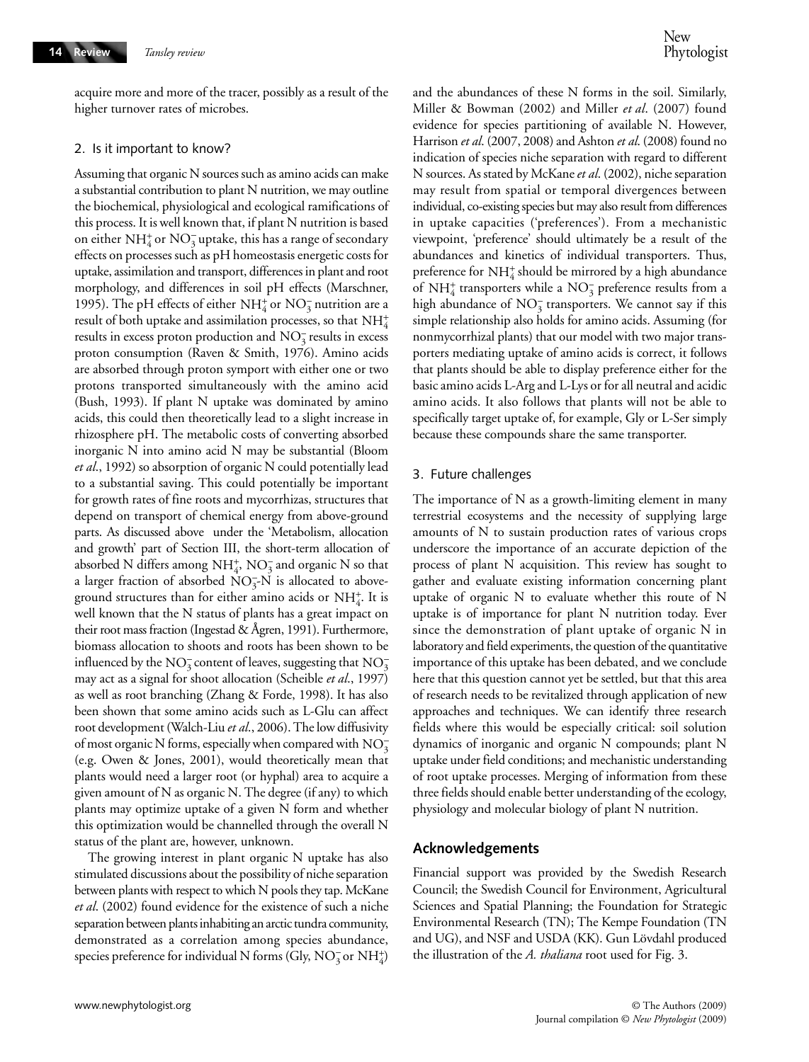acquire more and more of the tracer, possibly as a result of the higher turnover rates of microbes.

### 2. Is it important to know?

Assuming that organic N sources such as amino acids can make a substantial contribution to plant N nutrition, we may outline the biochemical, physiological and ecological ramifications of this process. It is well known that, if plant N nutrition is based on either $NH_4^+$ or $NO_3^-$ uptake, this has a range of secondary effects on processes such as pH homeostasis energetic costs for uptake, assimilation and transport, differences in plant and root morphology, and differences in soil pH effects (Marschner, 1995). The pH effects of either $NH_4^+$ or $NO_3^-$ nutrition are a result of both uptake and assimilation processes, so that $NH_4^+$ results in excess proton production and $NO_3^-$ results in excess proton consumption (Raven & Smith, 1976). Amino acids are absorbed through proton symport with either one or two protons transported simultaneously with the amino acid (Bush, 1993). If plant N uptake was dominated by amino acids, this could then theoretically lead to a slight increase in rhizosphere pH. The metabolic costs of converting absorbed inorganic N into amino acid N may be substantial (Bloom *et al*., 1992) so absorption of organic N could potentially lead to a substantial saving. This could potentially be important for growth rates of fine roots and mycorrhizas, structures that depend on transport of chemical energy from above-ground parts. As discussed above under the 'Metabolism, allocation and growth' part of Section III, the short-term allocation of absorbed N differs among $NH_4^+$, $NO_3^-$ and organic N so that a larger fraction of absorbed $NO_3^-$-N is allocated to above-ground structures than for either amino acids or $NH_4^+$. It is well known that the N status of plants has a great impact on their root mass fraction (Ingestad & Ågren, 1991). Furthermore, biomass allocation to shoots and roots has been shown to be influenced by the $NO_3^-$ content of leaves, suggesting that $NO_3^-$ may act as a signal for shoot allocation (Scheible *et al*., 1997) as well as root branching (Zhang & Forde, 1998). It has also been shown that some amino acids such as L-Glu can affect root development (Walch-Liu *et al*., 2006). The low diffusivity of most organic N forms, especially when compared with $NO_3^-$ (e.g. Owen & Jones, 2001), would theoretically mean that plants would need a larger root (or hyphal) area to acquire a given amount of N as organic N. The degree (if any) to which plants may optimize uptake of a given N form and whether this optimization would be channelled through the overall N status of the plant are, however, unknown.

The growing interest in plant organic N uptake has also stimulated discussions about the possibility of niche separation between plants with respect to which N pools they tap. McKane *et al*. (2002) found evidence for the existence of such a niche separation between plants inhabiting an arctic tundra community, demonstrated as a correlation among species abundance, species preference for individual N forms (Gly, $NO_3^-$ or $NH_4^+$) and the abundances of these N forms in the soil. Similarly, Miller & Bowman (2002) and Miller *et al*. (2007) found evidence for species partitioning of available N. However, Harrison *et al*. (2007, 2008) and Ashton *et al*. (2008) found no indication of species niche separation with regard to different N sources. As stated by McKane *et al*. (2002), niche separation may result from spatial or temporal divergences between individual, co-existing species but may also result from differences in uptake capacities ('preferences'). From a mechanistic viewpoint, 'preference' should ultimately be a result of the abundances and kinetics of individual transporters. Thus, preference for $NH_4^+$ should be mirrored by a high abundance of $NH_4^+$ transporters while a $NO_3^-$ preference results from a high abundance of $NO_3^-$ transporters. We cannot say if this simple relationship also holds for amino acids. Assuming (for nonmycorrhizal plants) that our model with two major transporters mediating uptake of amino acids is correct, it follows that plants should be able to display preference either for the basic amino acids L-Arg and L-Lys or for all neutral and acidic amino acids. It also follows that plants will not be able to specifically target uptake of, for example, Gly or L-Ser simply because these compounds share the same transporter.

### 3. Future challenges

The importance of N as a growth-limiting element in many terrestrial ecosystems and the necessity of supplying large amounts of N to sustain production rates of various crops underscore the importance of an accurate depiction of the process of plant N acquisition. This review has sought to gather and evaluate existing information concerning plant uptake of organic N to evaluate whether this route of N uptake is of importance for plant N nutrition today. Ever since the demonstration of plant uptake of organic N in laboratory and field experiments, the question of the quantitative importance of this uptake has been debated, and we conclude here that this question cannot yet be settled, but that this area of research needs to be revitalized through application of new approaches and techniques. We can identify three research fields where this would be especially critical: soil solution dynamics of inorganic and organic N compounds; plant N uptake under field conditions; and mechanistic understanding of root uptake processes. Merging of information from these three fields should enable better understanding of the ecology, physiology and molecular biology of plant N nutrition.

## Acknowledgements

Financial support was provided by the Swedish Research Council; the Swedish Council for Environment, Agricultural Sciences and Spatial Planning; the Foundation for Strategic Environmental Research (TN); The Kempe Foundation (TN and UG), and NSF and USDA (KK). Gun Lövdahl produced the illustration of the *A. thaliana* root used for Fig. 3.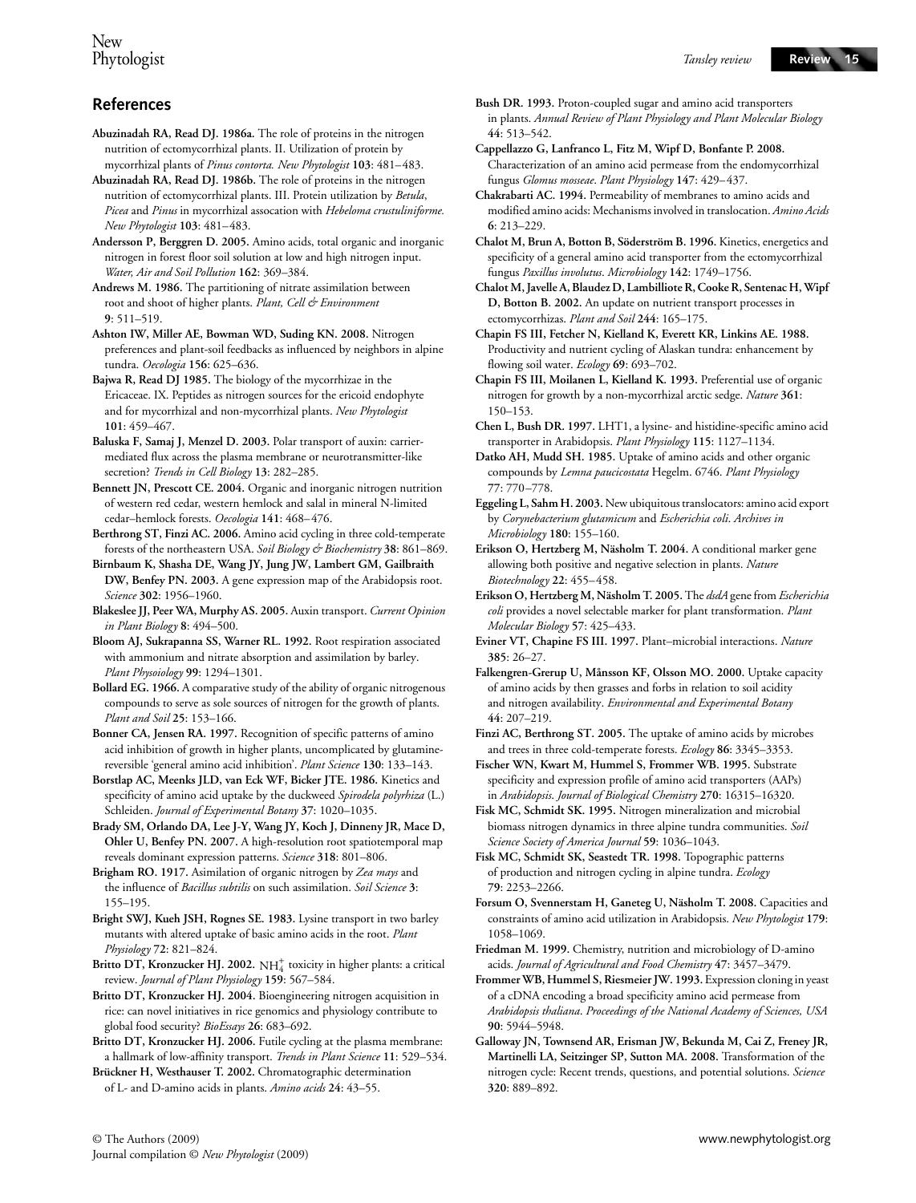## References

**Abuzinadah RA, Read DJ. 1986a.** The role of proteins in the nitrogen nutrition of ectomycorrhizal plants. II. Utilization of protein by mycorrhizal plants of *Pinus contorta. New Phytologist* **103**: 481–483.

**Abuzinadah RA, Read DJ. 1986b.** The role of proteins in the nitrogen nutrition of ectomycorrhizal plants. III. Protein utilization by *Betula*, *Picea* and *Pinus* in mycorrhizal assocation with *Hebeloma crustuliniforme. New Phytologist* **103**: 481–483.

**Andersson P, Berggren D. 2005.** Amino acids, total organic and inorganic nitrogen in forest floor soil solution at low and high nitrogen input. *Water, Air and Soil Pollution* **162**: 369–384.

**Andrews M. 1986.** The partitioning of nitrate assimilation between root and shoot of higher plants. *Plant, Cell & Environment* **9**: 511–519.

**Ashton IW, Miller AE, Bowman WD, Suding KN. 2008.** Nitrogen preferences and plant-soil feedbacks as influenced by neighbors in alpine tundra. *Oecologia* **156**: 625–636.

**Bajwa R, Read DJ 1985.** The biology of the mycorrhizae in the Ericaceae. IX. Peptides as nitrogen sources for the ericoid endophyte and for mycorrhizal and non-mycorrhizal plants. *New Phytologist* **101**: 459–467.

**Baluska F, Samaj J, Menzel D. 2003.** Polar transport of auxin: carrier-mediated flux across the plasma membrane or neurotransmitter-like secretion? *Trends in Cell Biology* **13**: 282–285.

**Bennett JN, Prescott CE. 2004.** Organic and inorganic nitrogen nutrition of western red cedar, western hemlock and salal in mineral N-limited cedar–hemlock forests. *Oecologia* **141**: 468–476.

**Berthrong ST, Finzi AC. 2006.** Amino acid cycling in three cold-temperate forests of the northeastern USA. *Soil Biology & Biochemistry* **38**: 861–869.

**Birnbaum K, Shasha DE, Wang JY, Jung JW, Lambert GM, Gailbraith DW, Benfey PN. 2003.** A gene expression map of the Arabidopsis root. *Science* **302**: 1956–1960.

**Blakeslee JJ, Peer WA, Murphy AS. 2005.** Auxin transport. *Current Opinion in Plant Biology* **8**: 494–500.

**Bloom AJ, Sukrapanna SS, Warner RL. 1992.** Root respiration associated with ammonium and nitrate absorption and assimilation by barley. *Plant Physoiology* **99**: 1294–1301.

**Bollard EG. 1966.** A comparative study of the ability of organic nitrogenous compounds to serve as sole sources of nitrogen for the growth of plants. *Plant and Soil* **25**: 153–166.

**Bonner CA, Jensen RA. 1997.** Recognition of specific patterns of amino acid inhibition of growth in higher plants, uncomplicated by glutamine-reversible 'general amino acid inhibition'. *Plant Science* **130**: 133–143.

**Borstlap AC, Meenks JLD, van Eck WF, Bicker JTE. 1986.** Kinetics and specificity of amino acid uptake by the duckweed *Spirodela polyrhiza* (L.) Schleiden. *Journal of Experimental Botany* **37**: 1020–1035.

**Brady SM, Orlando DA, Lee J-Y, Wang JY, Koch J, Dinneny JR, Mace D, Ohler U, Benfey PN. 2007.** A high-resolution root spatiotemporal map reveals dominant expression patterns. *Science* **318**: 801–806.

**Brigham RO. 1917.** Asimilation of organic nitrogen by *Zea mays* and the influence of *Bacillus subtilis* on such assimilation. *Soil Science* **3**: 155–195.

**Bright SWJ, Kueh JSH, Rognes SE. 1983.** Lysine transport in two barley mutants with altered uptake of basic amino acids in the root. *Plant Physiology* **72**: 821–824.

**Britto DT, Kronzucker HJ. 2002.** $NH_4^+$ toxicity in higher plants: a critical review. *Journal of Plant Physiology* **159**: 567–584.

**Britto DT, Kronzucker HJ. 2004.** Bioengineering nitrogen acquisition in rice: can novel initiatives in rice genomics and physiology contribute to global food security? *BioEssays* **26**: 683–692.

**Britto DT, Kronzucker HJ. 2006.** Futile cycling at the plasma membrane: a hallmark of low-affinity transport. *Trends in Plant Science* **11**: 529–534.

**Brückner H, Westhauser T. 2002.** Chromatographic determination of L- and D-amino acids in plants. *Amino acids* **24**: 43–55.

**Bush DR. 1993.** Proton-coupled sugar and amino acid transporters in plants. *Annual Review of Plant Physiology and Plant Molecular Biology* **44**: 513–542.

**Cappellazzo G, Lanfranco L, Fitz M, Wipf D, Bonfante P. 2008.** Characterization of an amino acid permease from the endomycorrhizal fungus *Glomus mosseae*. *Plant Physiology* **147**: 429–437.

**Chakrabarti AC. 1994.** Permeability of membranes to amino acids and modified amino acids: Mechanisms involved in translocation. *Amino Acids* **6**: 213–229.

**Chalot M, Brun A, Botton B, Söderström B. 1996.** Kinetics, energetics and specificity of a general amino acid transporter from the ectomycorrhizal fungus *Paxillus involutus*. *Microbiology* **142**: 1749–1756.

**Chalot M, Javelle A, Blaudez D, Lambilliote R, Cooke R, Sentenac H, Wipf D, Botton B. 2002.** An update on nutrient transport processes in ectomycorrhizas. *Plant and Soil* **244**: 165–175.

**Chapin FS III, Fetcher N, Kielland K, Everett KR, Linkins AE. 1988.** Productivity and nutrient cycling of Alaskan tundra: enhancement by flowing soil water. *Ecology* **69**: 693–702.

**Chapin FS III, Moilanen L, Kielland K. 1993.** Preferential use of organic nitrogen for growth by a non-mycorrhizal arctic sedge. *Nature* **361**: 150–153.

**Chen L, Bush DR. 1997.** LHT1, a lysine- and histidine-specific amino acid transporter in Arabidopsis. *Plant Physiology* **115**: 1127–1134.

**Datko AH, Mudd SH. 1985.** Uptake of amino acids and other organic compounds by *Lemna paucicostata* Hegelm. 6746. *Plant Physiology* **77**: 770–778.

**Eggeling L, Sahm H. 2003.** New ubiquitous translocators: amino acid export by *Corynebacterium glutamicum* and *Escherichia coli*. *Archives in Microbiology* **180**: 155–160.

**Erikson O, Hertzberg M, Näsholm T. 2004.** A conditional marker gene allowing both positive and negative selection in plants. *Nature Biotechnology* **22**: 455–458.

**Erikson O, Hertzberg M, Näsholm T. 2005.** The *dsdA* gene from *Escherichia coli* provides a novel selectable marker for plant transformation. *Plant Molecular Biology* **57**: 425–433.

**Eviner VT, Chapine FS III. 1997.** Plant–microbial interactions. *Nature* **385**: 26–27.

**Falkengren-Grerup U, Månsson KF, Olsson MO. 2000.** Uptake capacity of amino acids by then grasses and forbs in relation to soil acidity and nitrogen availability. *Environmental and Experimental Botany* **44**: 207–219.

**Finzi AC, Berthrong ST. 2005.** The uptake of amino acids by microbes and trees in three cold-temperate forests. *Ecology* **86**: 3345–3353.

**Fischer WN, Kwart M, Hummel S, Frommer WB. 1995.** Substrate specificity and expression profile of amino acid transporters (AAPs) in *Arabidopsis*. *Journal of Biological Chemistry* **270**: 16315–16320.

**Fisk MC, Schmidt SK. 1995.** Nitrogen mineralization and microbial biomass nitrogen dynamics in three alpine tundra communities. *Soil Science Society of America Journal* **59**: 1036–1043.

**Fisk MC, Schmidt SK, Seastedt TR. 1998.** Topographic patterns of production and nitrogen cycling in alpine tundra. *Ecology* **79**: 2253–2266.

**Forsum O, Svennerstam H, Ganeteg U, Näsholm T. 2008.** Capacities and constraints of amino acid utilization in Arabidopsis. *New Phytologist* **179**: 1058–1069.

**Friedman M. 1999.** Chemistry, nutrition and microbiology of D-amino acids. *Journal of Agricultural and Food Chemistry* **47**: 3457–3479.

**Frommer WB, Hummel S, Riesmeier JW. 1993.** Expression cloning in yeast of a cDNA encoding a broad specificity amino acid permease from *Arabidopsis thaliana*. *Proceedings of the National Academy of Sciences, USA* **90**: 5944–5948.

**Galloway JN, Townsend AR, Erisman JW, Bekunda M, Cai Z, Freney JR, Martinelli LA, Seitzinger SP, Sutton MA. 2008.** Transformation of the nitrogen cycle: Recent trends, questions, and potential solutions. *Science* **320**: 889–892.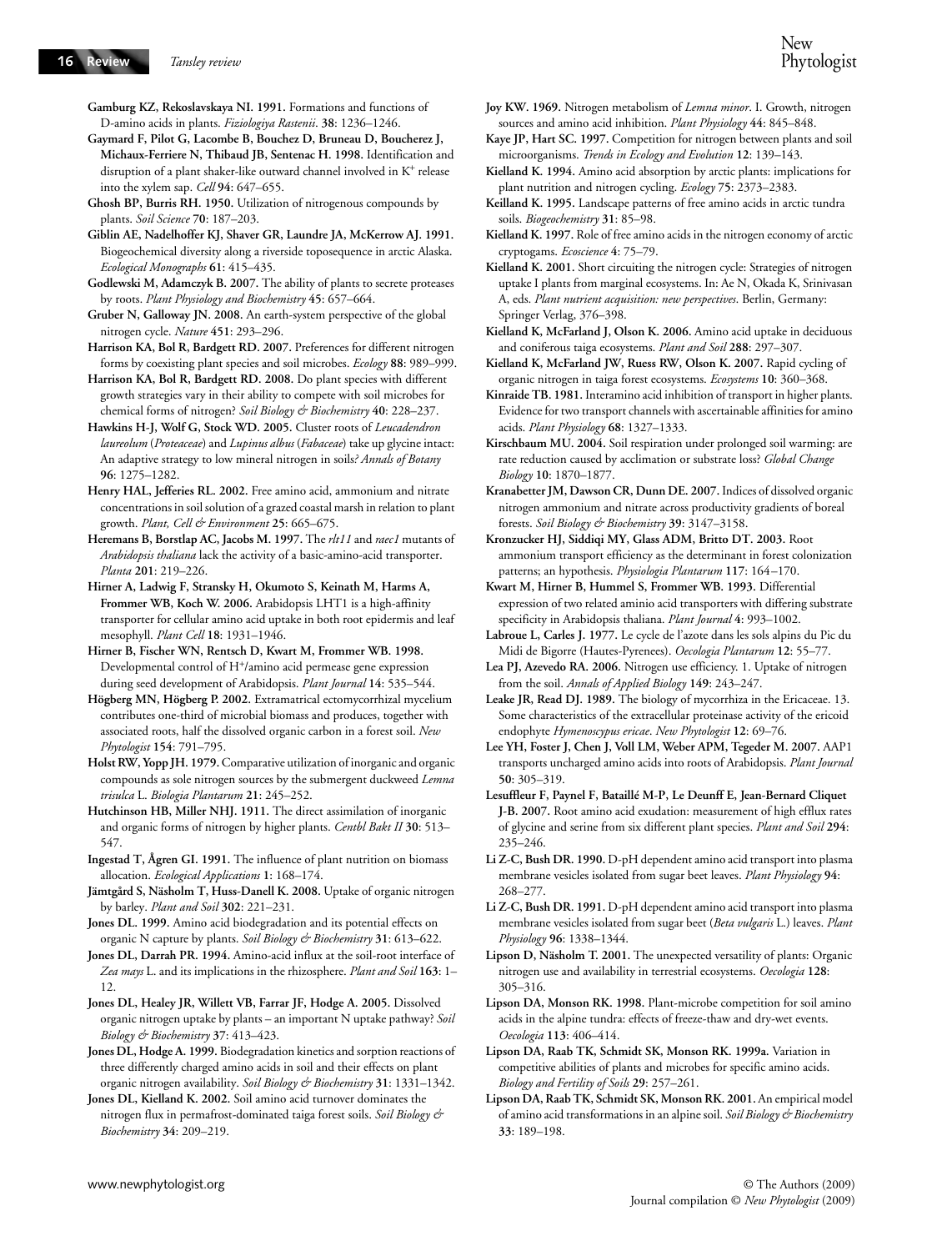**Gamburg KZ, Rekoslavskaya NI. 1991.** Formations and functions of D-amino acids in plants. *Fiziologiya Rastenii*. **38**: 1236–1246.

**Gaymard F, Pilot G, Lacombe B, Bouchez D, Bruneau D, Boucherez J, Michaux-Ferriere N, Thibaud JB, Sentenac H. 1998.** Identification and disruption of a plant shaker-like outward channel involved in $K^+$ release into the xylem sap. *Cell* **94**: 647–655.

**Ghosh BP, Burris RH. 1950.** Utilization of nitrogenous compounds by plants. *Soil Science* **70**: 187–203.

**Giblin AE, Nadelhoffer KJ, Shaver GR, Laundre JA, McKerrow AJ. 1991.** Biogeochemical diversity along a riverside toposequence in arctic Alaska. *Ecological Monographs* **61**: 415–435.

**Godlewski M, Adamczyk B. 2007.** The ability of plants to secrete proteases by roots. *Plant Physiology and Biochemistry* **45**: 657–664.

**Gruber N, Galloway JN. 2008.** An earth-system perspective of the global nitrogen cycle. *Nature* **451**: 293–296.

**Harrison KA, Bol R, Bardgett RD. 2007.** Preferences for different nitrogen forms by coexisting plant species and soil microbes. *Ecology* **88**: 989–999.

**Harrison KA, Bol R, Bardgett RD. 2008.** Do plant species with different growth strategies vary in their ability to compete with soil microbes for chemical forms of nitrogen? *Soil Biology & Biochemistry* **40**: 228–237.

**Hawkins H-J, Wolf G, Stock WD. 2005.** Cluster roots of *Leucadendron laureolum* (*Proteaceae*) and *Lupinus albus* (*Fabaceae*) take up glycine intact: An adaptive strategy to low mineral nitrogen in soils? *Annals of Botany* **96**: 1275–1282.

**Henry HAL, Jefferies RL. 2002.** Free amino acid, ammonium and nitrate concentrations in soil solution of a grazed coastal marsh in relation to plant growth. *Plant, Cell & Environment* **25**: 665–675.

**Heremans B, Borstlap AC, Jacobs M. 1997.** The *rlt11* and *raec1* mutants of *Arabidopsis thaliana* lack the activity of a basic-amino-acid transporter. *Planta* **201**: 219–226.

**Hirner A, Ladwig F, Stransky H, Okumoto S, Keinath M, Harms A, Frommer WB, Koch W. 2006.** Arabidopsis LHT1 is a high-affinity transporter for cellular amino acid uptake in both root epidermis and leaf mesophyll. *Plant Cell* **18**: 1931–1946.

**Hirner B, Fischer WN, Rentsch D, Kwart M, Frommer WB. 1998.** Developmental control of $H^+$/amino acid permease gene expression during seed development of Arabidopsis. *Plant Journal* **14**: 535–544.

**Högberg MN, Högberg P. 2002.** Extramatrical ectomycorrhizal mycelium contributes one-third of microbial biomass and produces, together with associated roots, half the dissolved organic carbon in a forest soil. *New Phytologist* **154**: 791–795.

**Holst RW, Yopp JH. 1979.** Comparative utilization of inorganic and organic compounds as sole nitrogen sources by the submergent duckweed *Lemna trisulca* L. *Biologia Plantarum* **21**: 245–252.

**Hutchinson HB, Miller NHJ. 1911.** The direct assimilation of inorganic and organic forms of nitrogen by higher plants. *Centbl Bakt II* **30**: 513–547.

**Ingestad T, Ågren GI. 1991.** The influence of plant nutrition on biomass allocation. *Ecological Applications* **1**: 168–174.

**Jämtgård S, Näsholm T, Huss-Danell K. 2008.** Uptake of organic nitrogen by barley. *Plant and Soil* **302**: 221–231.

**Jones DL. 1999.** Amino acid biodegradation and its potential effects on organic N capture by plants. *Soil Biology & Biochemistry* **31**: 613–622.

**Jones DL, Darrah PR. 1994.** Amino-acid influx at the soil-root interface of *Zea mays* L. and its implications in the rhizosphere. *Plant and Soil* **163**: 1–12.

**Jones DL, Healey JR, Willett VB, Farrar JF, Hodge A. 2005.** Dissolved organic nitrogen uptake by plants – an important N uptake pathway? *Soil Biology & Biochemistry* **37**: 413–423.

**Jones DL, Hodge A. 1999.** Biodegradation kinetics and sorption reactions of three differently charged amino acids in soil and their effects on plant organic nitrogen availability. *Soil Biology & Biochemistry* **31**: 1331–1342.

**Jones DL, Kielland K. 2002.** Soil amino acid turnover dominates the nitrogen flux in permafrost-dominated taiga forest soils. *Soil Biology & Biochemistry* **34**: 209–219.

**Joy KW. 1969.** Nitrogen metabolism of *Lemna minor*. I. Growth, nitrogen sources and amino acid inhibition. *Plant Physiology* **44**: 845–848.

**Kaye JP, Hart SC. 1997.** Competition for nitrogen between plants and soil microorganisms. *Trends in Ecology and Evolution* **12**: 139–143.

**Kielland K. 1994.** Amino acid absorption by arctic plants: implications for plant nutrition and nitrogen cycling. *Ecology* **75**: 2373–2383.

**Keilland K. 1995.** Landscape patterns of free amino acids in arctic tundra soils. *Biogeochemistry* **31**: 85–98.

**Kielland K. 1997.** Role of free amino acids in the nitrogen economy of arctic cryptogams. *Ecoscience* **4**: 75–79.

**Kielland K. 2001.** Short circuiting the nitrogen cycle: Strategies of nitrogen uptake I plants from marginal ecosystems. In: Ae N, Okada K, Srinivasan A, eds. *Plant nutrient acquisition: new perspectives*. Berlin, Germany: Springer Verlag, 376–398.

**Kielland K, McFarland J, Olson K. 2006.** Amino acid uptake in deciduous and coniferous taiga ecosystems. *Plant and Soil* **288**: 297–307.

**Kielland K, McFarland JW, Ruess RW, Olson K. 2007.** Rapid cycling of organic nitrogen in taiga forest ecosystems. *Ecosystems* **10**: 360–368.

**Kinraide TB. 1981.** Interamino acid inhibition of transport in higher plants. Evidence for two transport channels with ascertainable affinities for amino acids. *Plant Physiology* **68**: 1327–1333.

**Kirschbaum MU. 2004.** Soil respiration under prolonged soil warming: are rate reduction caused by acclimation or substrate loss? *Global Change Biology* **10**: 1870–1877.

**Kranabetter JM, Dawson CR, Dunn DE. 2007.** Indices of dissolved organic nitrogen ammonium and nitrate across productivity gradients of boreal forests. *Soil Biology & Biochemistry* **39**: 3147–3158.

**Kronzucker HJ, Siddiqi MY, Glass ADM, Britto DT. 2003.** Root ammonium transport efficiency as the determinant in forest colonization patterns; an hypothesis. *Physiologia Plantarum* **117**: 164–170.

**Kwart M, Hirner B, Hummel S, Frommer WB. 1993.** Differential expression of two related aminio acid transporters with differing substrate specificity in Arabidopsis thaliana. *Plant Journal* **4**: 993–1002.

**Labroue L, Carles J. 1977.** Le cycle de l'azote dans les sols alpins du Pic du Midi de Bigorre (Hautes-Pyrenees). *Oecologia Plantarum* **12**: 55–77.

**Lea PJ, Azevedo RA. 2006.** Nitrogen use efficiency. 1. Uptake of nitrogen from the soil. *Annals of Applied Biology* **149**: 243–247.

**Leake JR, Read DJ. 1989.** The biology of mycorrhiza in the Ericaceae. 13. Some characteristics of the extracellular proteinase activity of the ericoid endophyte *Hymenoscypus ericae*. *New Phytologist* **12**: 69–76.

**Lee YH, Foster J, Chen J, Voll LM, Weber APM, Tegeder M. 2007.** AAP1 transports uncharged amino acids into roots of Arabidopsis. *Plant Journal* **50**: 305–319.

**Lesuffleur F, Paynel F, Bataillé M-P, Le Deunff E, Jean-Bernard Cliquet J-B. 2007.** Root amino acid exudation: measurement of high efflux rates of glycine and serine from six different plant species. *Plant and Soil* **294**: 235–246.

**Li Z-C, Bush DR. 1990.** D-pH dependent amino acid transport into plasma membrane vesicles isolated from sugar beet leaves. *Plant Physiology* **94**: 268–277.

**Li Z-C, Bush DR. 1991.** D-pH dependent amino acid transport into plasma membrane vesicles isolated from sugar beet (*Beta vulgaris* L.) leaves. *Plant Physiology* **96**: 1338–1344.

**Lipson D, Näsholm T. 2001.** The unexpected versatility of plants: Organic nitrogen use and availability in terrestrial ecosystems. *Oecologia* **128**: 305–316.

**Lipson DA, Monson RK. 1998.** Plant-microbe competition for soil amino acids in the alpine tundra: effects of freeze-thaw and dry-wet events. *Oecologia* **113**: 406–414.

**Lipson DA, Raab TK, Schmidt SK, Monson RK. 1999a.** Variation in competitive abilities of plants and microbes for specific amino acids. *Biology and Fertility of Soils* **29**: 257–261.

**Lipson DA, Raab TK, Schmidt SK, Monson RK. 2001.** An empirical model of amino acid transformations in an alpine soil. *Soil Biology & Biochemistry* **33**: 189–198.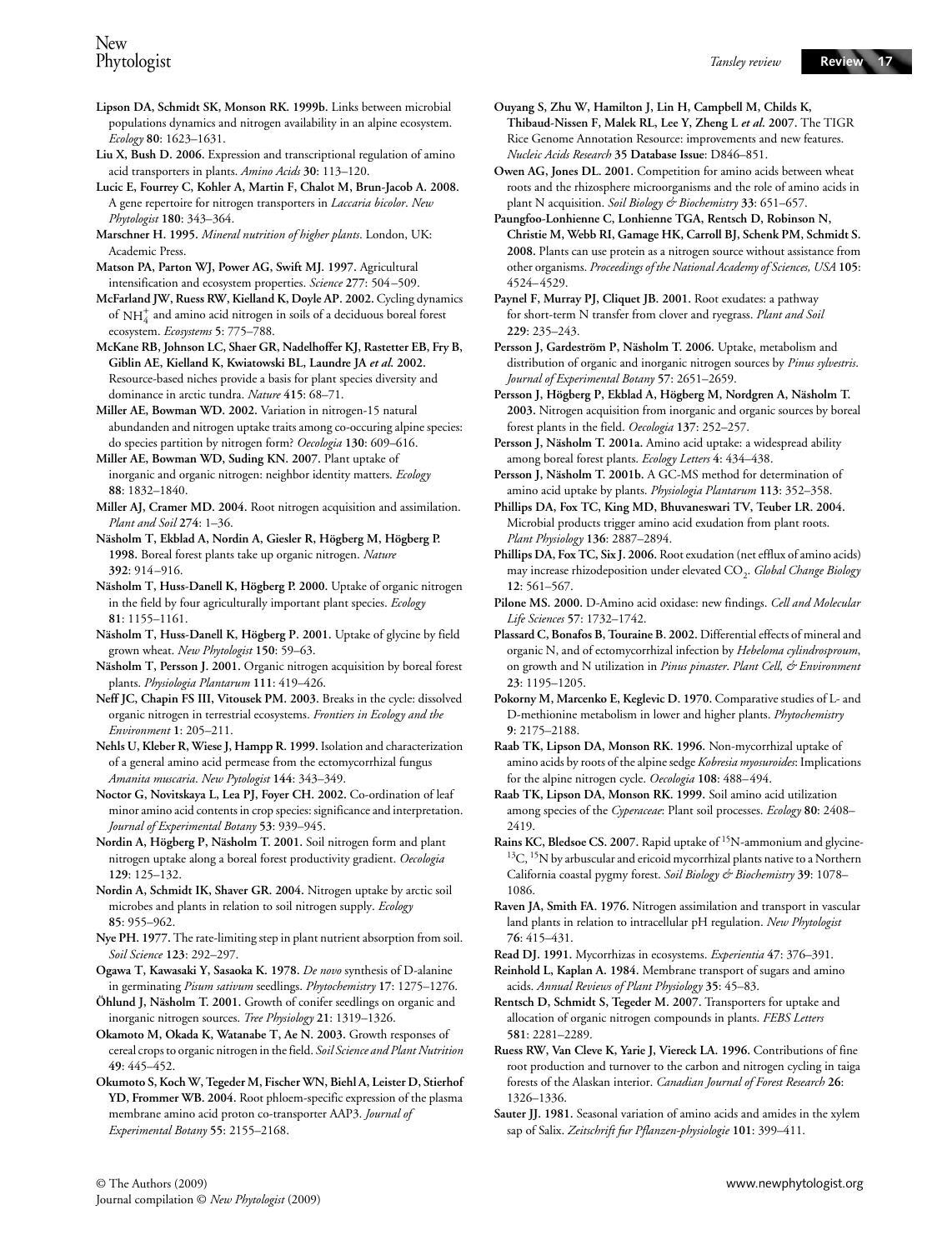**Lipson DA, Schmidt SK, Monson RK. 1999b.** Links between microbial populations dynamics and nitrogen availability in an alpine ecosystem. *Ecology* **80**: 1623–1631.

**Liu X, Bush D. 2006.** Expression and transcriptional regulation of amino acid transporters in plants. *Amino Acids* **30**: 113–120.

**Lucic E, Fourrey C, Kohler A, Martin F, Chalot M, Brun-Jacob A. 2008.** A gene repertoire for nitrogen transporters in *Laccaria bicolor*. *New Phytologist* **180**: 343–364.

**Marschner H. 1995.** *Mineral nutrition of higher plants*. London, UK: Academic Press.

**Matson PA, Parton WJ, Power AG, Swift MJ. 1997.** Agricultural intensification and ecosystem properties. *Science* **277**: 504–509.

**McFarland JW, Ruess RW, Kielland K, Doyle AP. 2002.** Cycling dynamics of $NH_4^+$ and amino acid nitrogen in soils of a deciduous boreal forest ecosystem. *Ecosystems* **5**: 775–788.

**McKane RB, Johnson LC, Shaer GR, Nadelhoffer KJ, Rastetter EB, Fry B, Giblin AE, Kielland K, Kwiatowski BL, Laundre JA *et al.* 2002.** Resource-based niches provide a basis for plant species diversity and dominance in arctic tundra. *Nature* **415**: 68–71.

**Miller AE, Bowman WD. 2002.** Variation in nitrogen-15 natural abundanden and nitrogen uptake traits among co-occuring alpine species: do species partition by nitrogen form? *Oecologia* **130**: 609–616.

**Miller AE, Bowman WD, Suding KN. 2007.** Plant uptake of inorganic and organic nitrogen: neighbor identity matters. *Ecology* **88**: 1832–1840.

**Miller AJ, Cramer MD. 2004.** Root nitrogen acquisition and assimilation. *Plant and Soil* **274**: 1–36.

**Näsholm T, Ekblad A, Nordin A, Giesler R, Högberg M, Högberg P. 1998.** Boreal forest plants take up organic nitrogen. *Nature* **392**: 914–916.

**Näsholm T, Huss-Danell K, Högberg P. 2000.** Uptake of organic nitrogen in the field by four agriculturally important plant species. *Ecology* **81**: 1155–1161.

**Näsholm T, Huss-Danell K, Högberg P. 2001.** Uptake of glycine by field grown wheat. *New Phytologist* **150**: 59–63.

**Näsholm T, Persson J. 2001.** Organic nitrogen acquisition by boreal forest plants. *Physiologia Plantarum* **111**: 419–426.

**Neff JC, Chapin FS III, Vitousek PM. 2003.** Breaks in the cycle: dissolved organic nitrogen in terrestrial ecosystems. *Frontiers in Ecology and the Environment* **1**: 205–211.

**Nehls U, Kleber R, Wiese J, Hampp R. 1999.** Isolation and characterization of a general amino acid permease from the ectomycorrhizal fungus *Amanita muscaria*. *New Pytologist* **144**: 343–349.

**Noctor G, Novitskaya L, Lea PJ, Foyer CH. 2002.** Co-ordination of leaf minor amino acid contents in crop species: significance and interpretation. *Journal of Experimental Botany* **53**: 939–945.

**Nordin A, Högberg P, Näsholm T. 2001.** Soil nitrogen form and plant nitrogen uptake along a boreal forest productivity gradient. *Oecologia* **129**: 125–132.

**Nordin A, Schmidt IK, Shaver GR. 2004.** Nitrogen uptake by arctic soil microbes and plants in relation to soil nitrogen supply. *Ecology* **85**: 955–962.

**Nye PH. 1977.** The rate-limiting step in plant nutrient absorption from soil. *Soil Science* **123**: 292–297.

**Ogawa T, Kawasaki Y, Sasaoka K. 1978.** *De novo* synthesis of D-alanine in germinating *Pisum sativum* seedlings. *Phytochemistry* **17**: 1275–1276.

**Öhlund J, Näsholm T. 2001.** Growth of conifer seedlings on organic and inorganic nitrogen sources. *Tree Physiology* **21**: 1319–1326.

**Okamoto M, Okada K, Watanabe T, Ae N. 2003.** Growth responses of cereal crops to organic nitrogen in the field. *Soil Science and Plant Nutrition* **49**: 445–452.

**Okumoto S, Koch W, Tegeder M, Fischer WN, Biehl A, Leister D, Stierhof YD, Frommer WB. 2004.** Root phloem-specific expression of the plasma membrane amino acid proton co-transporter AAP3. *Journal of Experimental Botany* **55**: 2155–2168.

**Ouyang S, Zhu W, Hamilton J, Lin H, Campbell M, Childs K, Thibaud-Nissen F, Malek RL, Lee Y, Zheng L *et al.* 2007.** The TIGR Rice Genome Annotation Resource: improvements and new features. *Nucleic Acids Research* **35 Database Issue**: D846–851.

**Owen AG, Jones DL. 2001.** Competition for amino acids between wheat roots and the rhizosphere microorganisms and the role of amino acids in plant N acquisition. *Soil Biology & Biochemistry* **33**: 651–657.

**Paungfoo-Lonhienne C, Lonhienne TGA, Rentsch D, Robinson N, Christie M, Webb RI, Gamage HK, Carroll BJ, Schenk PM, Schmidt S. 2008.** Plants can use protein as a nitrogen source without assistance from other organisms. *Proceedings of the National Academy of Sciences, USA* **105**: 4524–4529.

**Paynel F, Murray PJ, Cliquet JB. 2001.** Root exudates: a pathway for short-term N transfer from clover and ryegrass. *Plant and Soil* **229**: 235–243.

**Persson J, Gardeström P, Näsholm T. 2006.** Uptake, metabolism and distribution of organic and inorganic nitrogen sources by *Pinus sylvestris*. *Journal of Experimental Botany* **57**: 2651–2659.

**Persson J, Högberg P, Ekblad A, Högberg M, Nordgren A, Näsholm T. 2003.** Nitrogen acquisition from inorganic and organic sources by boreal forest plants in the field. *Oecologia* **137**: 252–257.

**Persson J, Näsholm T. 2001a.** Amino acid uptake: a widespread ability among boreal forest plants. *Ecology Letters* **4**: 434–438.

**Persson J, Näsholm T. 2001b.** A GC-MS method for determination of amino acid uptake by plants. *Physiologia Plantarum* **113**: 352–358.

**Phillips DA, Fox TC, King MD, Bhuvaneswari TV, Teuber LR. 2004.** Microbial products trigger amino acid exudation from plant roots. *Plant Physiology* **136**: 2887–2894.

**Phillips DA, Fox TC, Six J. 2006.** Root exudation (net efflux of amino acids) may increase rhizodeposition under elevated $CO_2$. *Global Change Biology* **12**: 561–567.

**Pilone MS. 2000.** D-Amino acid oxidase: new findings. *Cell and Molecular Life Sciences* **57**: 1732–1742.

**Plassard C, Bonafos B, Touraine B. 2002.** Differential effects of mineral and organic N, and of ectomycorrhizal infection by *Hebeloma cylindrosproum*, on growth and N utilization in *Pinus pinaster*. *Plant Cell, & Environment* **23**: 1195–1205.

**Pokorny M, Marcenko E, Keglevic D. 1970.** Comparative studies of L- and D-methionine metabolism in lower and higher plants. *Phytochemistry* **9**: 2175–2188.

**Raab TK, Lipson DA, Monson RK. 1996.** Non-mycorrhizal uptake of amino acids by roots of the alpine sedge *Kobresia myosuroides*: Implications for the alpine nitrogen cycle. *Oecologia* **108**: 488–494.

**Raab TK, Lipson DA, Monson RK. 1999.** Soil amino acid utilization among species of the *Cyperaceae*: Plant soil processes. *Ecology* **80**: 2408–2419.

**Rains KC, Bledsoe CS. 2007.** Rapid uptake of $^{15}$N-ammonium and glycine-$^{13}$C, $^{15}$N by arbuscular and ericoid mycorrhizal plants native to a Northern California coastal pygmy forest. *Soil Biology & Biochemistry* **39**: 1078–1086.

**Raven JA, Smith FA. 1976.** Nitrogen assimilation and transport in vascular land plants in relation to intracellular pH regulation. *New Phytologist* **76**: 415–431.

**Read DJ. 1991.** Mycorrhizas in ecosystems. *Experientia* **47**: 376–391.

**Reinhold L, Kaplan A. 1984.** Membrane transport of sugars and amino acids. *Annual Reviews of Plant Physiology* **35**: 45–83.

**Rentsch D, Schmidt S, Tegeder M. 2007.** Transporters for uptake and allocation of organic nitrogen compounds in plants. *FEBS Letters* **581**: 2281–2289.

**Ruess RW, Van Cleve K, Yarie J, Viereck LA. 1996.** Contributions of fine root production and turnover to the carbon and nitrogen cycling in taiga forests of the Alaskan interior. *Canadian Journal of Forest Research* **26**: 1326–1336.

**Sauter JJ. 1981.** Seasonal variation of amino acids and amides in the xylem sap of Salix. *Zeitschrift fur Pflanzen-physiologie* **101**: 399–411.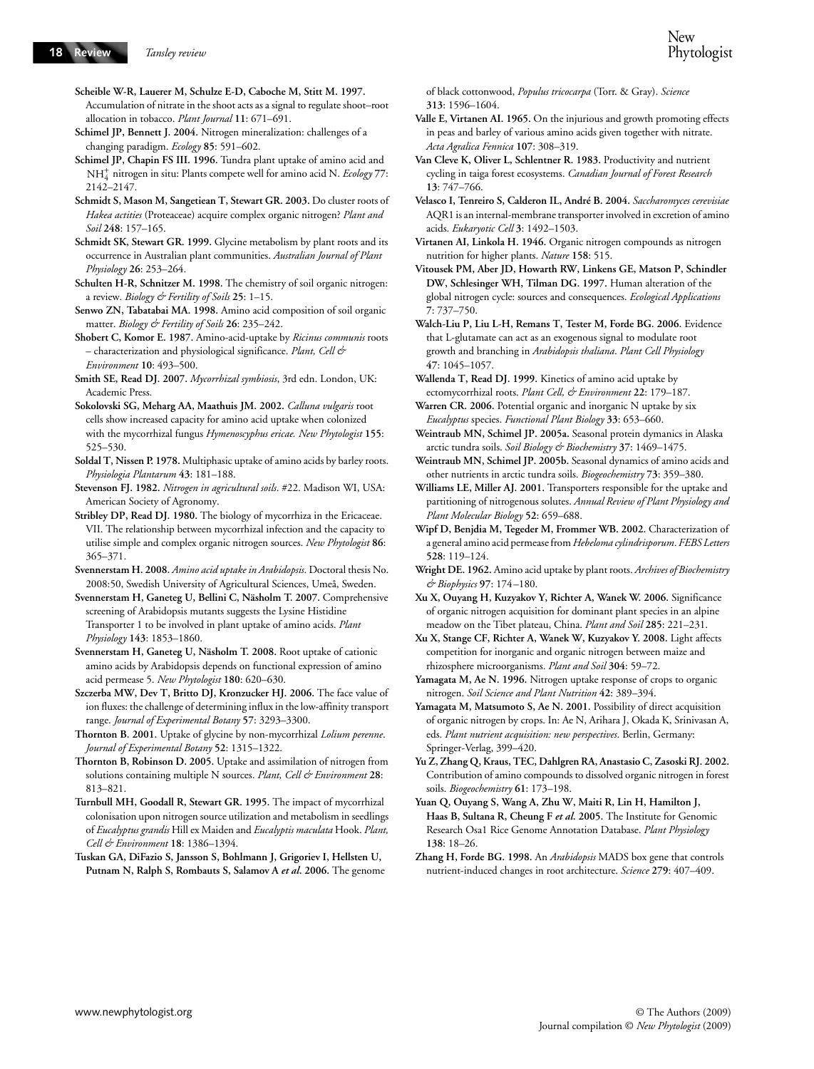**Scheible W-R, Lauerer M, Schulze E-D, Caboche M, Stitt M. 1997.** Accumulation of nitrate in the shoot acts as a signal to regulate shoot–root allocation in tobacco. *Plant Journal* **11**: 671–691.

**Schimel JP, Bennett J. 2004.** Nitrogen mineralization: challenges of a changing paradigm. *Ecology* **85**: 591–602.

**Schimel JP, Chapin FS III. 1996.** Tundra plant uptake of amino acid and $NH_4^+$ nitrogen in situ: Plants compete well for amino acid N. *Ecology* **77**: 2142–2147.

**Schmidt S, Mason M, Sangetiean T, Stewart GR. 2003.** Do cluster roots of *Hakea actities* (Proteaceae) acquire complex organic nitrogen? *Plant and Soil* **248**: 157–165.

**Schmidt SK, Stewart GR. 1999.** Glycine metabolism by plant roots and its occurrence in Australian plant communities. *Australian Journal of Plant Physiology* **26**: 253–264.

**Schulten H-R, Schnitzer M. 1998.** The chemistry of soil organic nitrogen: a review. *Biology & Fertility of Soils* **25**: 1–15.

**Senwo ZN, Tabatabai MA. 1998.** Amino acid composition of soil organic matter. *Biology & Fertility of Soils* **26**: 235–242.

**Shobert C, Komor E. 1987.** Amino-acid-uptake by *Ricinus communis* roots – characterization and physiological significance. *Plant, Cell & Environment* **10**: 493–500.

**Smith SE, Read DJ. 2007.** *Mycorrhizal symbiosis*, 3rd edn. London, UK: Academic Press.

**Sokolovski SG, Meharg AA, Maathuis JM. 2002.** *Calluna vulgaris* root cells show increased capacity for amino acid uptake when colonized with the mycorrhizal fungus *Hymenoscyphus ericae. New Phytologist* **155**: 525–530.

**Soldal T, Nissen P. 1978.** Multiphasic uptake of amino acids by barley roots. *Physiologia Plantarum* **43**: 181–188.

**Stevenson FJ. 1982.** *Nitrogen in agricultural soils*. #22. Madison WI, USA: American Society of Agronomy.

**Stribley DP, Read DJ. 1980.** The biology of mycorrhiza in the Ericaceae. VII. The relationship between mycorrhizal infection and the capacity to utilise simple and complex organic nitrogen sources. *New Phytologist* **86**: 365–371.

**Svennerstam H. 2008.** *Amino acid uptake in Arabidopsis*. Doctoral thesis No. 2008:50, Swedish University of Agricultural Sciences, Umeå, Sweden.

**Svennerstam H, Ganeteg U, Bellini C, Näsholm T. 2007.** Comprehensive screening of Arabidopsis mutants suggests the Lysine Histidine Transporter 1 to be involved in plant uptake of amino acids. *Plant Physiology* **143**: 1853–1860.

**Svennerstam H, Ganeteg U, Näsholm T. 2008.** Root uptake of cationic amino acids by Arabidopsis depends on functional expression of amino acid permease 5. *New Phytologist* **180**: 620–630.

**Szczerba MW, Dev T, Britto DJ, Kronzucker HJ. 2006.** The face value of ion fluxes: the challenge of determining influx in the low-affinity transport range. *Journal of Experimental Botany* **57**: 3293–3300.

**Thornton B. 2001.** Uptake of glycine by non-mycorrhizal *Lolium perenne*. *Journal of Experimental Botany* **52**: 1315–1322.

**Thornton B, Robinson D. 2005.** Uptake and assimilation of nitrogen from solutions containing multiple N sources. *Plant, Cell & Environment* **28**: 813–821.

**Turnbull MH, Goodall R, Stewart GR. 1995.** The impact of mycorrhizal colonisation upon nitrogen source utilization and metabolism in seedlings of *Eucalyptus grandis* Hill ex Maiden and *Eucalyptis maculata* Hook. *Plant, Cell & Environment* **18**: 1386–1394.

**Tuskan GA, DiFazio S, Jansson S, Bohlmann J, Grigoriev I, Hellsten U, Putnam N, Ralph S, Rombauts S, Salamov A *et al.* 2006.** The genome of black cottonwood, *Populus tricocarpa* (Torr. & Gray). *Science* **313**: 1596–1604.

**Valle E, Virtanen AI. 1965.** On the injurious and growth promoting effects in peas and barley of various amino acids given together with nitrate. *Acta Agralica Fennica* **107**: 308–319.

**Van Cleve K, Oliver L, Schlentner R. 1983.** Productivity and nutrient cycling in taiga forest ecosystems. *Canadian Journal of Forest Research* **13**: 747–766.

**Velasco I, Tenreiro S, Calderon IL, André B. 2004.** *Saccharomyces cerevisiae* AQR1 is an internal-membrane transporter involved in excretion of amino acids. *Eukaryotic Cell* **3**: 1492–1503.

**Virtanen AI, Linkola H. 1946.** Organic nitrogen compounds as nitrogen nutrition for higher plants. *Nature* **158**: 515.

**Vitousek PM, Aber JD, Howarth RW, Linkens GE, Matson P, Schindler DW, Schlesinger WH, Tilman DG. 1997.** Human alteration of the global nitrogen cycle: sources and consequences. *Ecological Applications* 7: 737–750.

**Walch-Liu P, Liu L-H, Remans T, Tester M, Forde BG. 2006.** Evidence that L-glutamate can act as an exogenous signal to modulate root growth and branching in *Arabidopsis thaliana*. *Plant Cell Physiology* **47**: 1045–1057.

**Wallenda T, Read DJ. 1999.** Kinetics of amino acid uptake by ectomycorrhizal roots. *Plant Cell, & Environment* **22**: 179–187.

**Warren CR. 2006.** Potential organic and inorganic N uptake by six *Eucalyptus* species. *Functional Plant Biology* **33**: 653–660.

**Weintraub MN, Schimel JP. 2005a.** Seasonal protein dynamics in Alaska arctic tundra soils. *Soil Biology & Biochemistry* **37**: 1469–1475.

**Weintraub MN, Schimel JP. 2005b.** Seasonal dynamics of amino acids and other nutrients in arctic tundra soils. *Biogeochemistry* **73**: 359–380.

**Williams LE, Miller AJ. 2001.** Transporters responsible for the uptake and partitioning of nitrogenous solutes. *Annual Review of Plant Physiology and Plant Molecular Biology* **52**: 659–688.

**Wipf D, Benjdia M, Tegeder M, Frommer WB. 2002.** Characterization of a general amino acid permease from *Hebeloma cylindrisporum*. *FEBS Letters* **528**: 119–124.

**Wright DE. 1962.** Amino acid uptake by plant roots. *Archives of Biochemistry & Biophysics* **97**: 174–180.

**Xu X, Ouyang H, Kuzyakov Y, Richter A, Wanek W. 2006.** Significance of organic nitrogen acquisition for dominant plant species in an alpine meadow on the Tibet plateau, China. *Plant and Soil* **285**: 221–231.

**Xu X, Stange CF, Richter A, Wanek W, Kuzyakov Y. 2008.** Light affects competition for inorganic and organic nitrogen between maize and rhizosphere microorganisms. *Plant and Soil* **304**: 59–72.

**Yamagata M, Ae N. 1996.** Nitrogen uptake response of crops to organic nitrogen. *Soil Science and Plant Nutrition* **42**: 389–394.

**Yamagata M, Matsumoto S, Ae N. 2001.** Possibility of direct acquisition of organic nitrogen by crops. In: Ae N, Arihara J, Okada K, Srinivasan A, eds. *Plant nutrient acquisition: new perspectives*. Berlin, Germany: Springer-Verlag, 399–420.

**Yu Z, Zhang Q, Kraus, TEC, Dahlgren RA, Anastasio C, Zasoski RJ. 2002.** Contribution of amino compounds to dissolved organic nitrogen in forest soils. *Biogeochemistry* **61**: 173–198.

**Yuan Q, Ouyang S, Wang A, Zhu W, Maiti R, Lin H, Hamilton J, Haas B, Sultana R, Cheung F *et al.* 2005.** The Institute for Genomic Research Osa1 Rice Genome Annotation Database. *Plant Physiology* **138**: 18–26.

**Zhang H, Forde BG. 1998.** An *Arabidopsis* MADS box gene that controls nutrient-induced changes in root architecture. *Science* **279**: 407–409.